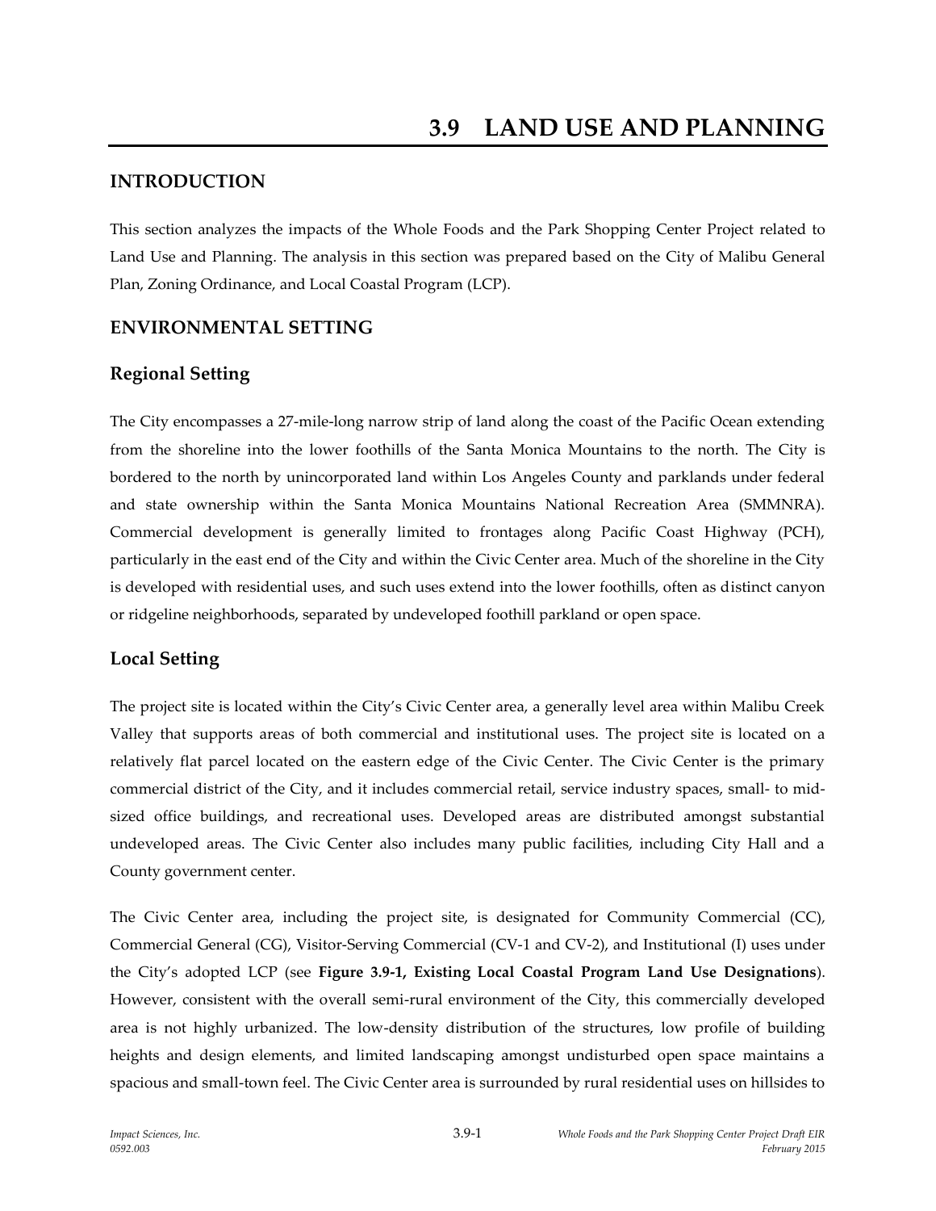# 3.9 LAND USE AND PLANNING

## INTRODUCTION

This section analyzes the impacts of the Whole Foods and the Park Shopping Center Project related to Land Use and Planning. The analysis in this section was prepared based on the City of Malibu General Plan, Zoning Ordinance, and Local Coastal Program (LCP).

## ENVIRONMENTAL SETTING

### Regional Setting

The City encompasses a 27-mile-long narrow strip of land along the coast of the Pacific Ocean extending from the shoreline into the lower foothills of the Santa Monica Mountains to the north. The City is bordered to the north by unincorporated land within Los Angeles County and parklands under federal and state ownership within the Santa Monica Mountains National Recreation Area (SMMNRA). Commercial development is generally limited to frontages along Pacific Coast Highway (PCH), particularly in the east end of the City and within the Civic Center area. Much of the shoreline in the City is developed with residential uses, and such uses extend into the lower foothills, often as distinct canyon or ridgeline neighborhoods, separated by undeveloped foothill parkland or open space.

### Local Setting

The project site is located within the City's Civic Center area, a generally level area within Malibu Creek Valley that supports areas of both commercial and institutional uses. The project site is located on a relatively flat parcel located on the eastern edge of the Civic Center. The Civic Center is the primary commercial district of the City, and it includes commercial retail, service industry spaces, small- to mid-sized office buildings, and recreational uses. Developed areas are distributed amongst substantial undeveloped areas. The Civic Center also includes many public facilities, including City Hall and a County government center.

The Civic Center area, including the project site, is designated for Community Commercial (CC), Commercial General (CG), Visitor-Serving Commercial (CV-1 and CV-2), and Institutional (I) uses under the City's adopted LCP (see **Figure 3.9-1, Existing Local Coastal Program Land Use Designations**). However, consistent with the overall semi-rural environment of the City, this commercially developed area is not highly urbanized. The low-density distribution of the structures, low profile of building heights and design elements, and limited landscaping amongst undisturbed open space maintains a spacious and small-town feel. The Civic Center area is surrounded by rural residential uses on hillsides to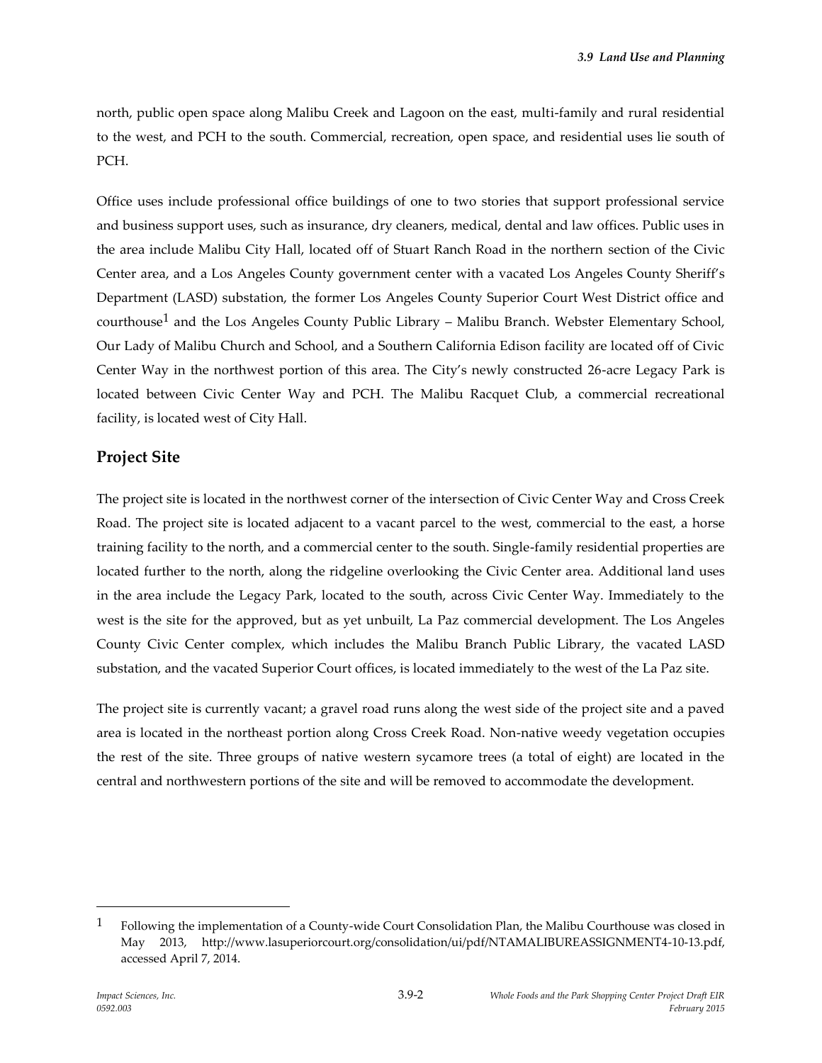north, public open space along Malibu Creek and Lagoon on the east, multi-family and rural residential to the west, and PCH to the south. Commercial, recreation, open space, and residential uses lie south of PCH.

Office uses include professional office buildings of one to two stories that support professional service and business support uses, such as insurance, dry cleaners, medical, dental and law offices. Public uses in the area include Malibu City Hall, located off of Stuart Ranch Road in the northern section of the Civic Center area, and a Los Angeles County government center with a vacated Los Angeles County Sheriff's Department (LASD) substation, the former Los Angeles County Superior Court West District office and courthouse[1] and the Los Angeles County Public Library – Malibu Branch. Webster Elementary School, Our Lady of Malibu Church and School, and a Southern California Edison facility are located off of Civic Center Way in the northwest portion of this area. The City's newly constructed 26-acre Legacy Park is located between Civic Center Way and PCH. The Malibu Racquet Club, a commercial recreational facility, is located west of City Hall.

## Project Site

The project site is located in the northwest corner of the intersection of Civic Center Way and Cross Creek Road. The project site is located adjacent to a vacant parcel to the west, commercial to the east, a horse training facility to the north, and a commercial center to the south. Single-family residential properties are located further to the north, along the ridgeline overlooking the Civic Center area. Additional land uses in the area include the Legacy Park, located to the south, across Civic Center Way. Immediately to the west is the site for the approved, but as yet unbuilt, La Paz commercial development. The Los Angeles County Civic Center complex, which includes the Malibu Branch Public Library, the vacated LASD substation, and the vacated Superior Court offices, is located immediately to the west of the La Paz site.

The project site is currently vacant; a gravel road runs along the west side of the project site and a paved area is located in the northeast portion along Cross Creek Road. Non-native weedy vegetation occupies the rest of the site. Three groups of native western sycamore trees (a total of eight) are located in the central and northwestern portions of the site and will be removed to accommodate the development.

---

[1] Following the implementation of a County-wide Court Consolidation Plan, the Malibu Courthouse was closed in May 2013, http://www.lasuperiorcourt.org/consolidation/ui/pdf/NTAMALIBUREASSIGNMENT4-10-13.pdf, accessed April 7, 2014.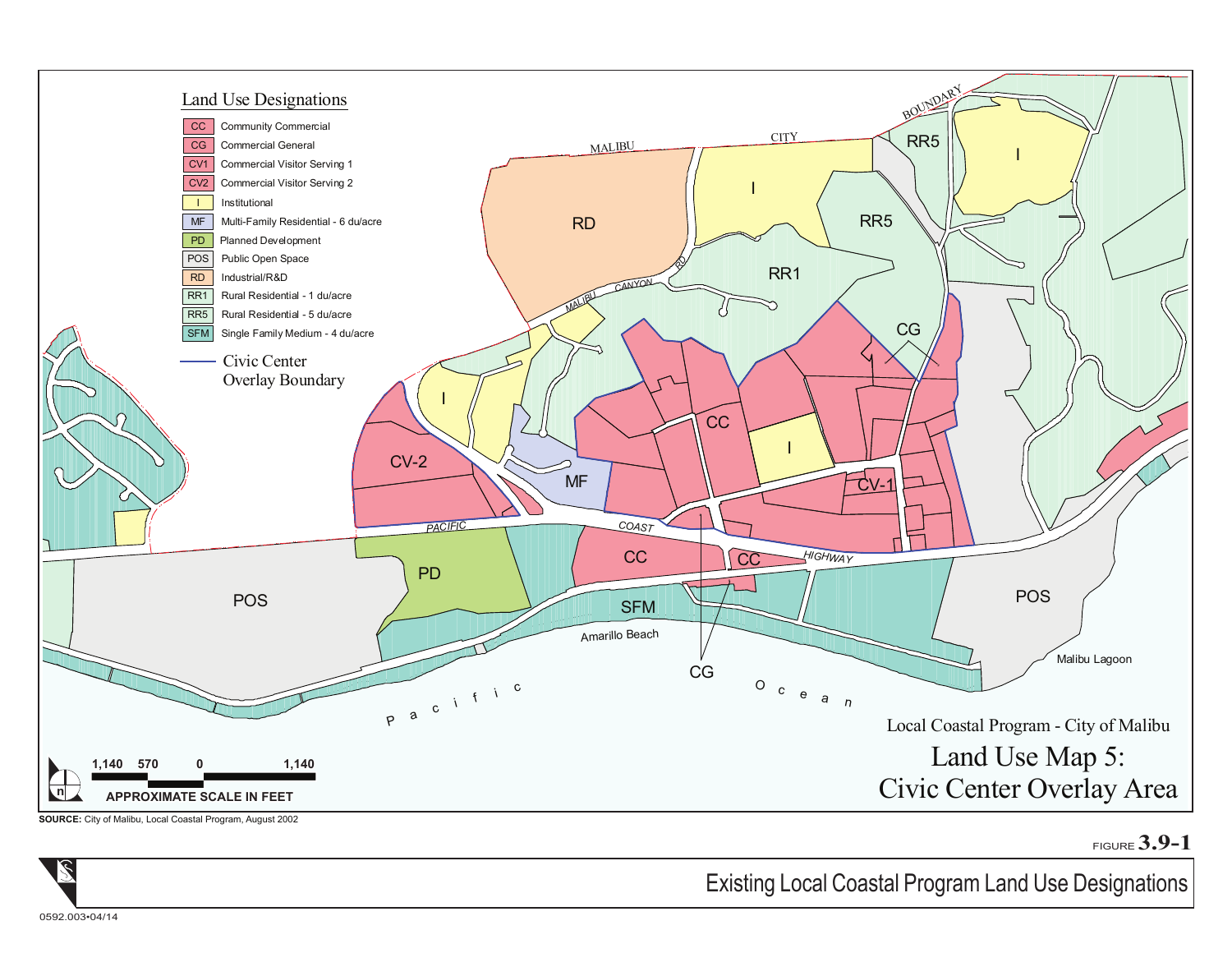## Land Use Designations

| Code | Designation |
| --- | --- |
| CC | Community Commercial |
| CG | Commercial General |
| CV1 | Commercial Visitor Serving 1 |
| CV2 | Commercial Visitor Serving 2 |
| I | Institutional |
| MF | Multi-Family Residential - 6 du/acre |
| PD | Planned Development |
| POS | Public Open Space |
| RD | Industrial/R&D |
| RR1 | Rural Residential - 1 du/acre |
| RR5 | Rural Residential - 5 du/acre |
| SFM | Single Family Medium - 4 du/acre |

Civic Center Overlay Boundary

MALIBU CITY BOUNDARY

RD, I, RR5, I, RR5, RR1, CG, CC, I, CV-2, I, MF, CV-1, CC, CC, PD, POS, SFM, POS, CG

MALIBU CANYON RD

PACIFIC COAST HIGHWAY

Amarillo Beach

Malibu Lagoon

Pacific Ocean

1,140 570 0 1,140

APPROXIMATE SCALE IN FEET

Local Coastal Program - City of Malibu

# Land Use Map 5: Civic Center Overlay Area

**SOURCE:** City of Malibu, Local Coastal Program, August 2002

FIGURE **3.9-1**

Existing Local Coastal Program Land Use Designations

0592.003•04/14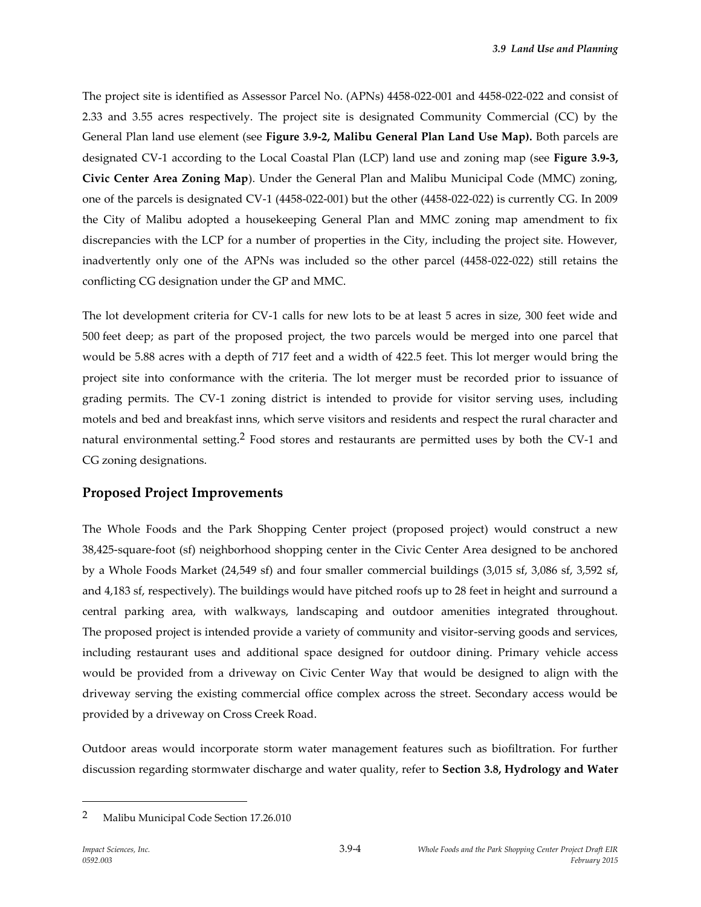The project site is identified as Assessor Parcel No. (APNs) 4458-022-001 and 4458-022-022 and consist of 2.33 and 3.55 acres respectively. The project site is designated Community Commercial (CC) by the General Plan land use element (see **Figure 3.9-2, Malibu General Plan Land Use Map).** Both parcels are designated CV-1 according to the Local Coastal Plan (LCP) land use and zoning map (see **Figure 3.9-3, Civic Center Area Zoning Map**). Under the General Plan and Malibu Municipal Code (MMC) zoning, one of the parcels is designated CV-1 (4458-022-001) but the other (4458-022-022) is currently CG. In 2009 the City of Malibu adopted a housekeeping General Plan and MMC zoning map amendment to fix discrepancies with the LCP for a number of properties in the City, including the project site. However, inadvertently only one of the APNs was included so the other parcel (4458-022-022) still retains the conflicting CG designation under the GP and MMC.

The lot development criteria for CV-1 calls for new lots to be at least 5 acres in size, 300 feet wide and 500 feet deep; as part of the proposed project, the two parcels would be merged into one parcel that would be 5.88 acres with a depth of 717 feet and a width of 422.5 feet. This lot merger would bring the project site into conformance with the criteria. The lot merger must be recorded prior to issuance of grading permits. The CV-1 zoning district is intended to provide for visitor serving uses, including motels and bed and breakfast inns, which serve visitors and residents and respect the rural character and natural environmental setting.[2] Food stores and restaurants are permitted uses by both the CV-1 and CG zoning designations.

## Proposed Project Improvements

The Whole Foods and the Park Shopping Center project (proposed project) would construct a new 38,425-square-foot (sf) neighborhood shopping center in the Civic Center Area designed to be anchored by a Whole Foods Market (24,549 sf) and four smaller commercial buildings (3,015 sf, 3,086 sf, 3,592 sf, and 4,183 sf, respectively). The buildings would have pitched roofs up to 28 feet in height and surround a central parking area, with walkways, landscaping and outdoor amenities integrated throughout. The proposed project is intended provide a variety of community and visitor-serving goods and services, including restaurant uses and additional space designed for outdoor dining. Primary vehicle access would be provided from a driveway on Civic Center Way that would be designed to align with the driveway serving the existing commercial office complex across the street. Secondary access would be provided by a driveway on Cross Creek Road.

Outdoor areas would incorporate storm water management features such as biofiltration. For further discussion regarding stormwater discharge and water quality, refer to **Section 3.8, Hydrology and Water**

---

[2] Malibu Municipal Code Section 17.26.010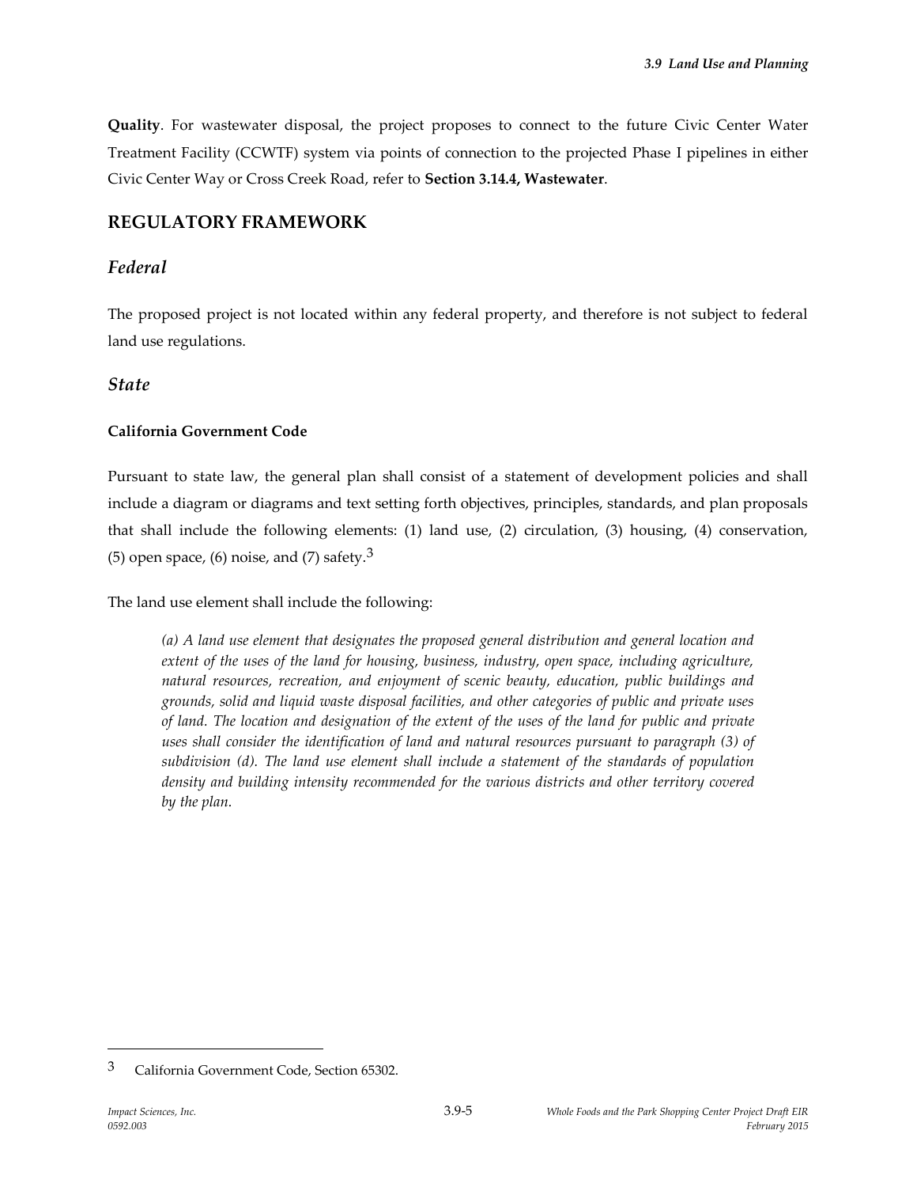**Quality**. For wastewater disposal, the project proposes to connect to the future Civic Center Water Treatment Facility (CCWTF) system via points of connection to the projected Phase I pipelines in either Civic Center Way or Cross Creek Road, refer to **Section 3.14.4, Wastewater**.

## REGULATORY FRAMEWORK

### *Federal*

The proposed project is not located within any federal property, and therefore is not subject to federal land use regulations.

### *State*

#### California Government Code

Pursuant to state law, the general plan shall consist of a statement of development policies and shall include a diagram or diagrams and text setting forth objectives, principles, standards, and plan proposals that shall include the following elements: (1) land use, (2) circulation, (3) housing, (4) conservation, (5) open space, (6) noise, and (7) safety.[3]

The land use element shall include the following:

> *(a) A land use element that designates the proposed general distribution and general location and extent of the uses of the land for housing, business, industry, open space, including agriculture, natural resources, recreation, and enjoyment of scenic beauty, education, public buildings and grounds, solid and liquid waste disposal facilities, and other categories of public and private uses of land. The location and designation of the extent of the uses of the land for public and private uses shall consider the identification of land and natural resources pursuant to paragraph (3) of subdivision (d). The land use element shall include a statement of the standards of population density and building intensity recommended for the various districts and other territory covered by the plan.*

---

[3] California Government Code, Section 65302.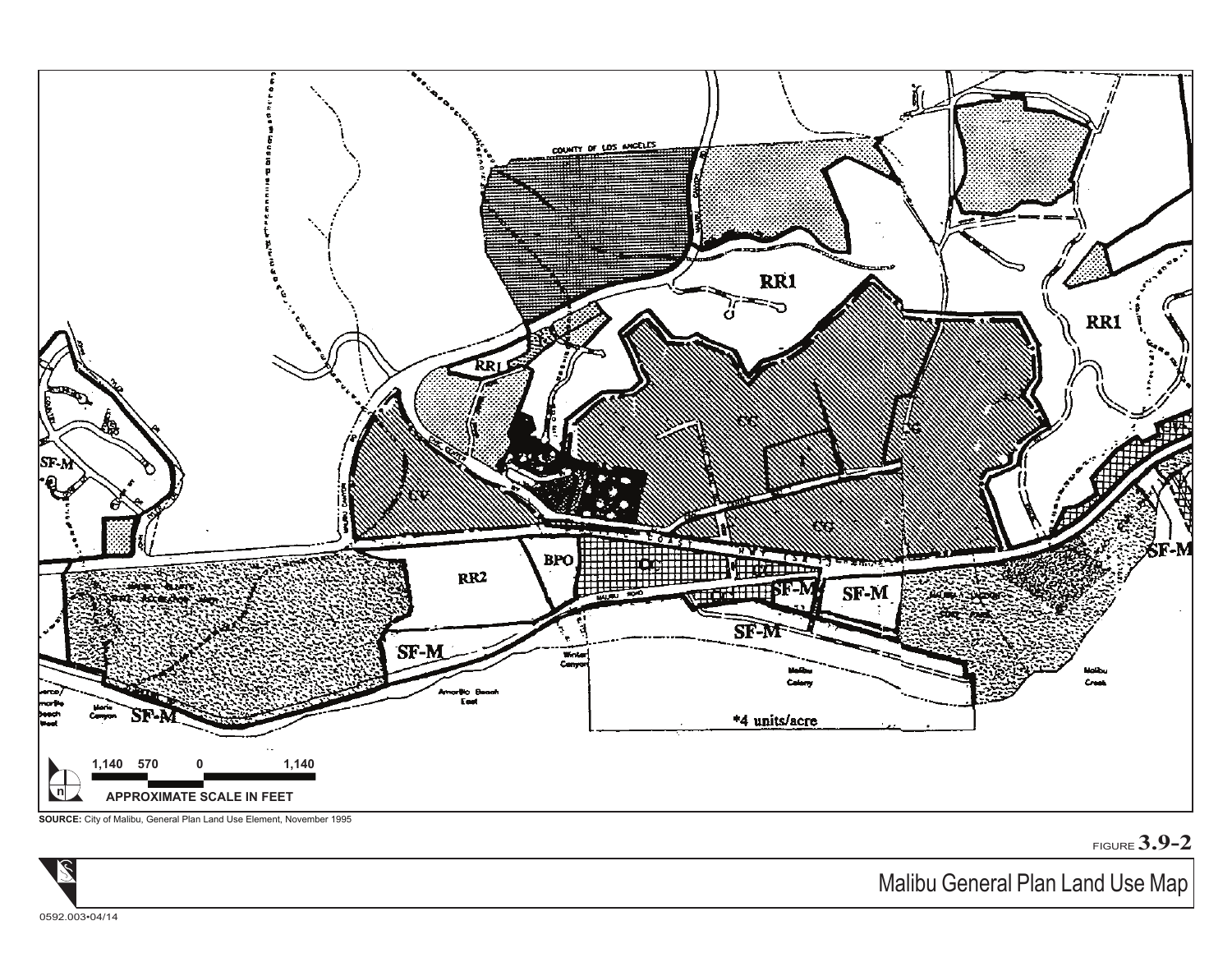SF-M

RR1

RR1

RR1

CV

CC

CG

I

CG

BPO

RR2

CC

CC

SF-M

SF-M

SF-M

SF-M

SF-M

SF-M

*4 units/acre

1,140 570 0 1,140

APPROXIMATE SCALE IN FEET

**SOURCE:** City of Malibu, General Plan Land Use Element, November 1995

FIGURE **3.9-2**

Malibu General Plan Land Use Map

0592.003•04/14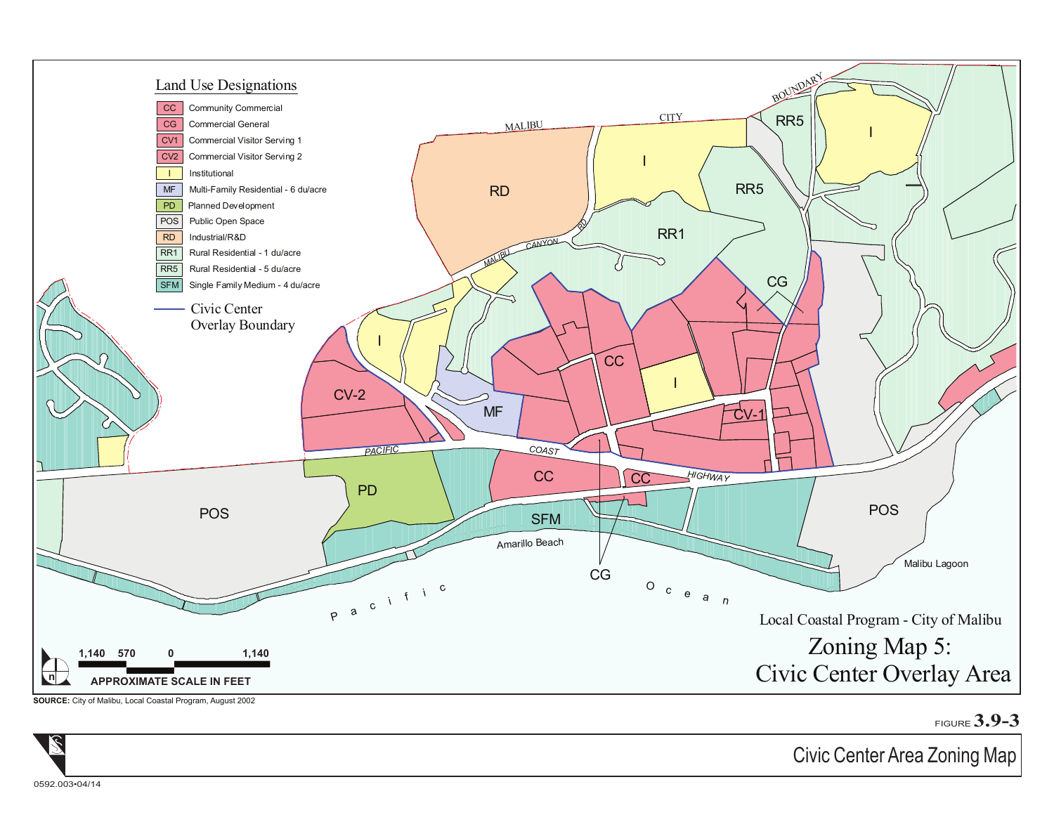## Land Use Designations

| Code | Designation |
|---|---|
| CC | Community Commercial |
| CG | Commercial General |
| CV1 | Commercial Visitor Serving 1 |
| CV2 | Commercial Visitor Serving 2 |
| I | Institutional |
| MF | Multi-Family Residential - 6 du/acre |
| PD | Planned Development |
| POS | Public Open Space |
| RD | Industrial/R&D |
| RR1 | Rural Residential - 1 du/acre |
| RR5 | Rural Residential - 5 du/acre |
| SFM | Single Family Medium - 4 du/acre |

Civic Center Overlay Boundary

MALIBU CITY BOUNDARY

MALIBU CANYON RD

PACIFIC COAST HIGHWAY

Amarillo Beach

Malibu Lagoon

Pacific Ocean

1,140 570 0 1,140

APPROXIMATE SCALE IN FEET

Local Coastal Program - City of Malibu

# Zoning Map 5: Civic Center Overlay Area

**SOURCE:** City of Malibu, Local Coastal Program, August 2002

FIGURE **3.9-3**

Civic Center Area Zoning Map

0592.003•04/14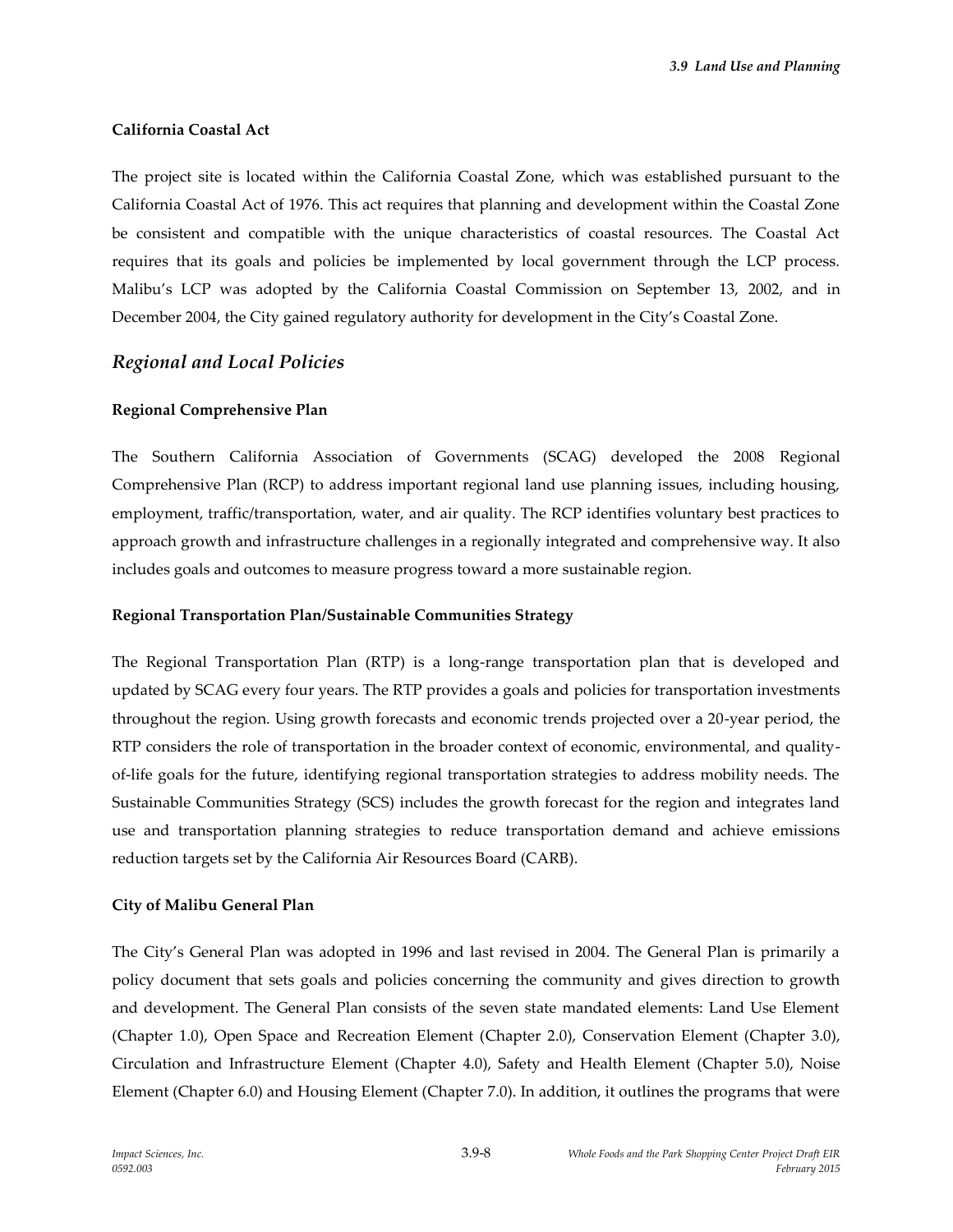**California Coastal Act**

The project site is located within the California Coastal Zone, which was established pursuant to the California Coastal Act of 1976. This act requires that planning and development within the Coastal Zone be consistent and compatible with the unique characteristics of coastal resources. The Coastal Act requires that its goals and policies be implemented by local government through the LCP process. Malibu's LCP was adopted by the California Coastal Commission on September 13, 2002, and in December 2004, the City gained regulatory authority for development in the City's Coastal Zone.

## *Regional and Local Policies*

**Regional Comprehensive Plan**

The Southern California Association of Governments (SCAG) developed the 2008 Regional Comprehensive Plan (RCP) to address important regional land use planning issues, including housing, employment, traffic/transportation, water, and air quality. The RCP identifies voluntary best practices to approach growth and infrastructure challenges in a regionally integrated and comprehensive way. It also includes goals and outcomes to measure progress toward a more sustainable region.

**Regional Transportation Plan/Sustainable Communities Strategy**

The Regional Transportation Plan (RTP) is a long-range transportation plan that is developed and updated by SCAG every four years. The RTP provides a goals and policies for transportation investments throughout the region. Using growth forecasts and economic trends projected over a 20-year period, the RTP considers the role of transportation in the broader context of economic, environmental, and quality-of-life goals for the future, identifying regional transportation strategies to address mobility needs. The Sustainable Communities Strategy (SCS) includes the growth forecast for the region and integrates land use and transportation planning strategies to reduce transportation demand and achieve emissions reduction targets set by the California Air Resources Board (CARB).

**City of Malibu General Plan**

The City's General Plan was adopted in 1996 and last revised in 2004. The General Plan is primarily a policy document that sets goals and policies concerning the community and gives direction to growth and development. The General Plan consists of the seven state mandated elements: Land Use Element (Chapter 1.0), Open Space and Recreation Element (Chapter 2.0), Conservation Element (Chapter 3.0), Circulation and Infrastructure Element (Chapter 4.0), Safety and Health Element (Chapter 5.0), Noise Element (Chapter 6.0) and Housing Element (Chapter 7.0). In addition, it outlines the programs that were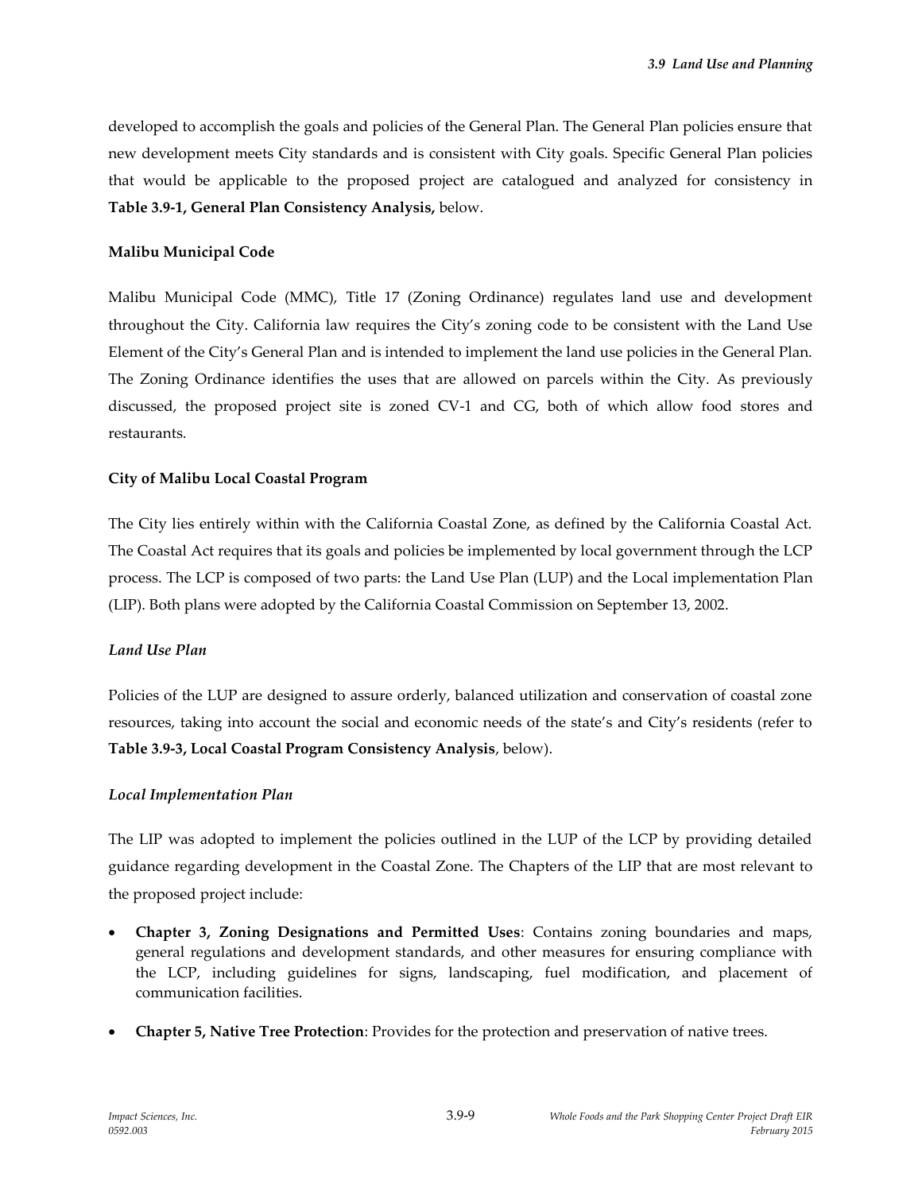developed to accomplish the goals and policies of the General Plan. The General Plan policies ensure that new development meets City standards and is consistent with City goals. Specific General Plan policies that would be applicable to the proposed project are catalogued and analyzed for consistency in **Table 3.9-1, General Plan Consistency Analysis,** below.

**Malibu Municipal Code**

Malibu Municipal Code (MMC), Title 17 (Zoning Ordinance) regulates land use and development throughout the City. California law requires the City's zoning code to be consistent with the Land Use Element of the City's General Plan and is intended to implement the land use policies in the General Plan. The Zoning Ordinance identifies the uses that are allowed on parcels within the City. As previously discussed, the proposed project site is zoned CV-1 and CG, both of which allow food stores and restaurants.

**City of Malibu Local Coastal Program**

The City lies entirely within with the California Coastal Zone, as defined by the California Coastal Act. The Coastal Act requires that its goals and policies be implemented by local government through the LCP process. The LCP is composed of two parts: the Land Use Plan (LUP) and the Local implementation Plan (LIP). Both plans were adopted by the California Coastal Commission on September 13, 2002.

*Land Use Plan*

Policies of the LUP are designed to assure orderly, balanced utilization and conservation of coastal zone resources, taking into account the social and economic needs of the state's and City's residents (refer to **Table 3.9-3, Local Coastal Program Consistency Analysis**, below).

*Local Implementation Plan*

The LIP was adopted to implement the policies outlined in the LUP of the LCP by providing detailed guidance regarding development in the Coastal Zone. The Chapters of the LIP that are most relevant to the proposed project include:

- **Chapter 3, Zoning Designations and Permitted Uses**: Contains zoning boundaries and maps, general regulations and development standards, and other measures for ensuring compliance with the LCP, including guidelines for signs, landscaping, fuel modification, and placement of communication facilities.
- **Chapter 5, Native Tree Protection**: Provides for the protection and preservation of native trees.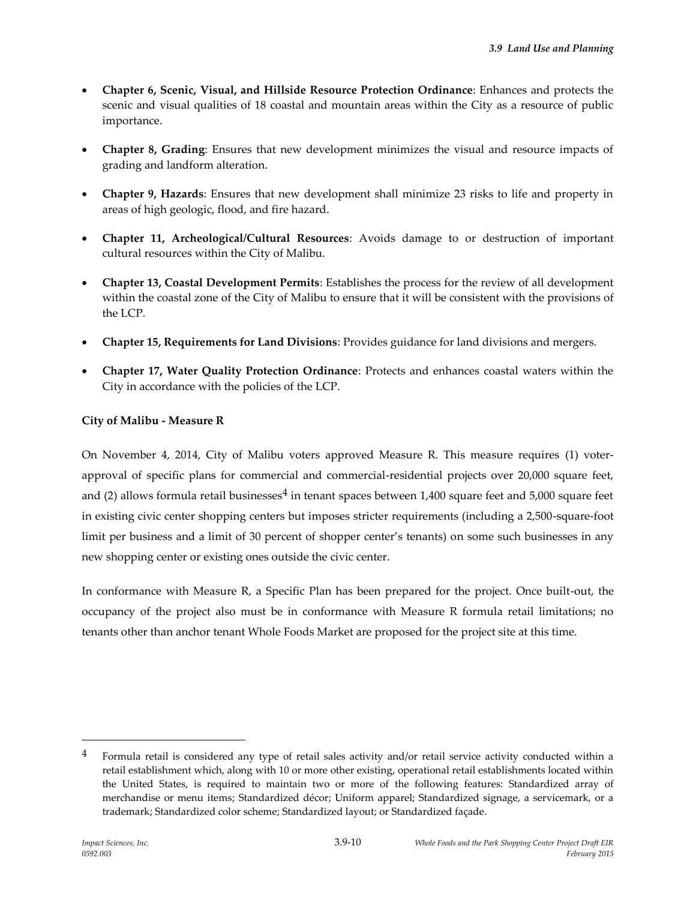- **Chapter 6, Scenic, Visual, and Hillside Resource Protection Ordinance**: Enhances and protects the scenic and visual qualities of 18 coastal and mountain areas within the City as a resource of public importance.

- **Chapter 8, Grading**: Ensures that new development minimizes the visual and resource impacts of grading and landform alteration.

- **Chapter 9, Hazards**: Ensures that new development shall minimize 23 risks to life and property in areas of high geologic, flood, and fire hazard.

- **Chapter 11, Archeological/Cultural Resources**: Avoids damage to or destruction of important cultural resources within the City of Malibu.

- **Chapter 13, Coastal Development Permits**: Establishes the process for the review of all development within the coastal zone of the City of Malibu to ensure that it will be consistent with the provisions of the LCP.

- **Chapter 15, Requirements for Land Divisions**: Provides guidance for land divisions and mergers.

- **Chapter 17, Water Quality Protection Ordinance**: Protects and enhances coastal waters within the City in accordance with the policies of the LCP.

**City of Malibu - Measure R**

On November 4, 2014, City of Malibu voters approved Measure R. This measure requires (1) voter-approval of specific plans for commercial and commercial-residential projects over 20,000 square feet, and (2) allows formula retail businesses[4] in tenant spaces between 1,400 square feet and 5,000 square feet in existing civic center shopping centers but imposes stricter requirements (including a 2,500-square-foot limit per business and a limit of 30 percent of shopper center's tenants) on some such businesses in any new shopping center or existing ones outside the civic center.

In conformance with Measure R, a Specific Plan has been prepared for the project. Once built-out, the occupancy of the project also must be in conformance with Measure R formula retail limitations; no tenants other than anchor tenant Whole Foods Market are proposed for the project site at this time.

---

[4] Formula retail is considered any type of retail sales activity and/or retail service activity conducted within a retail establishment which, along with 10 or more other existing, operational retail establishments located within the United States, is required to maintain two or more of the following features: Standardized array of merchandise or menu items; Standardized décor; Uniform apparel; Standardized signage, a servicemark, or a trademark; Standardized color scheme; Standardized layout; or Standardized façade.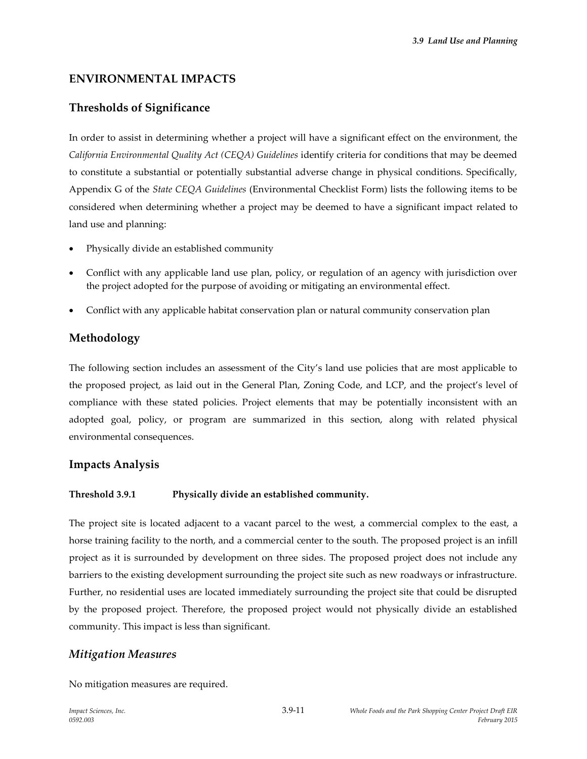## ENVIRONMENTAL IMPACTS

### Thresholds of Significance

In order to assist in determining whether a project will have a significant effect on the environment, the *California Environmental Quality Act (CEQA) Guidelines* identify criteria for conditions that may be deemed to constitute a substantial or potentially substantial adverse change in physical conditions. Specifically, Appendix G of the *State CEQA Guidelines* (Environmental Checklist Form) lists the following items to be considered when determining whether a project may be deemed to have a significant impact related to land use and planning:

- Physically divide an established community
- Conflict with any applicable land use plan, policy, or regulation of an agency with jurisdiction over the project adopted for the purpose of avoiding or mitigating an environmental effect.
- Conflict with any applicable habitat conservation plan or natural community conservation plan

### Methodology

The following section includes an assessment of the City's land use policies that are most applicable to the proposed project, as laid out in the General Plan, Zoning Code, and LCP, and the project's level of compliance with these stated policies. Project elements that may be potentially inconsistent with an adopted goal, policy, or program are summarized in this section, along with related physical environmental consequences.

### Impacts Analysis

**Threshold 3.9.1 Physically divide an established community.**

The project site is located adjacent to a vacant parcel to the west, a commercial complex to the east, a horse training facility to the north, and a commercial center to the south. The proposed project is an infill project as it is surrounded by development on three sides. The proposed project does not include any barriers to the existing development surrounding the project site such as new roadways or infrastructure. Further, no residential uses are located immediately surrounding the project site that could be disrupted by the proposed project. Therefore, the proposed project would not physically divide an established community. This impact is less than significant.

### *Mitigation Measures*

No mitigation measures are required.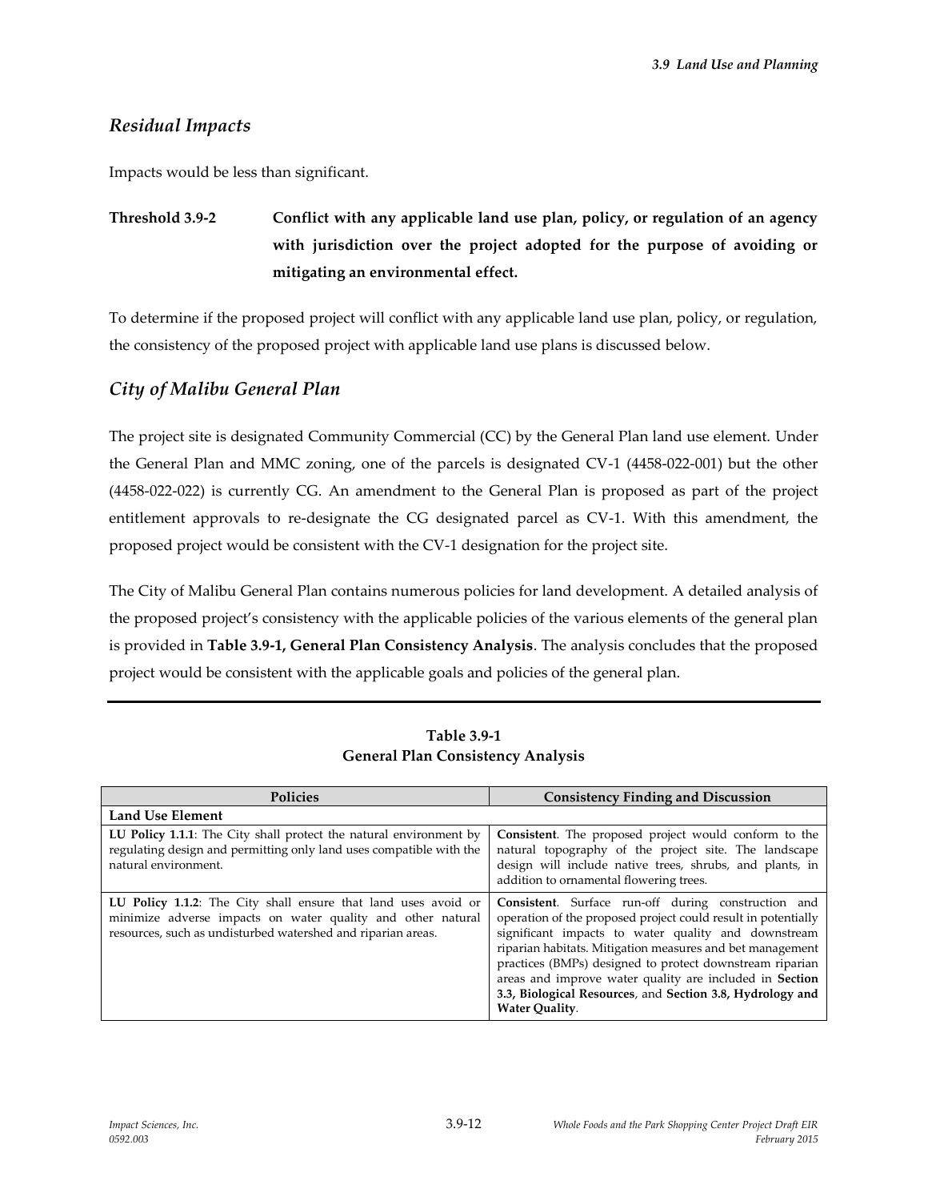## *Residual Impacts*

Impacts would be less than significant.

**Threshold 3.9-2** **Conflict with any applicable land use plan, policy, or regulation of an agency with jurisdiction over the project adopted for the purpose of avoiding or mitigating an environmental effect.**

To determine if the proposed project will conflict with any applicable land use plan, policy, or regulation, the consistency of the proposed project with applicable land use plans is discussed below.

## *City of Malibu General Plan*

The project site is designated Community Commercial (CC) by the General Plan land use element. Under the General Plan and MMC zoning, one of the parcels is designated CV-1 (4458-022-001) but the other (4458-022-022) is currently CG. An amendment to the General Plan is proposed as part of the project entitlement approvals to re-designate the CG designated parcel as CV-1. With this amendment, the proposed project would be consistent with the CV-1 designation for the project site.

The City of Malibu General Plan contains numerous policies for land development. A detailed analysis of the proposed project's consistency with the applicable policies of the various elements of the general plan is provided in **Table 3.9-1, General Plan Consistency Analysis**. The analysis concludes that the proposed project would be consistent with the applicable goals and policies of the general plan.

**Table 3.9-1**
**General Plan Consistency Analysis**

| Policies | Consistency Finding and Discussion |
|---|---|
| **Land Use Element** | |
| **LU Policy 1.1.1**: The City shall protect the natural environment by regulating design and permitting only land uses compatible with the natural environment. | **Consistent**. The proposed project would conform to the natural topography of the project site. The landscape design will include native trees, shrubs, and plants, in addition to ornamental flowering trees. |
| **LU Policy 1.1.2**: The City shall ensure that land uses avoid or minimize adverse impacts on water quality and other natural resources, such as undisturbed watershed and riparian areas. | **Consistent**. Surface run-off during construction and operation of the proposed project could result in potentially significant impacts to water quality and downstream riparian habitats. Mitigation measures and bet management practices (BMPs) designed to protect downstream riparian areas and improve water quality are included in **Section 3.3, Biological Resources**, and **Section 3.8, Hydrology and Water Quality**. |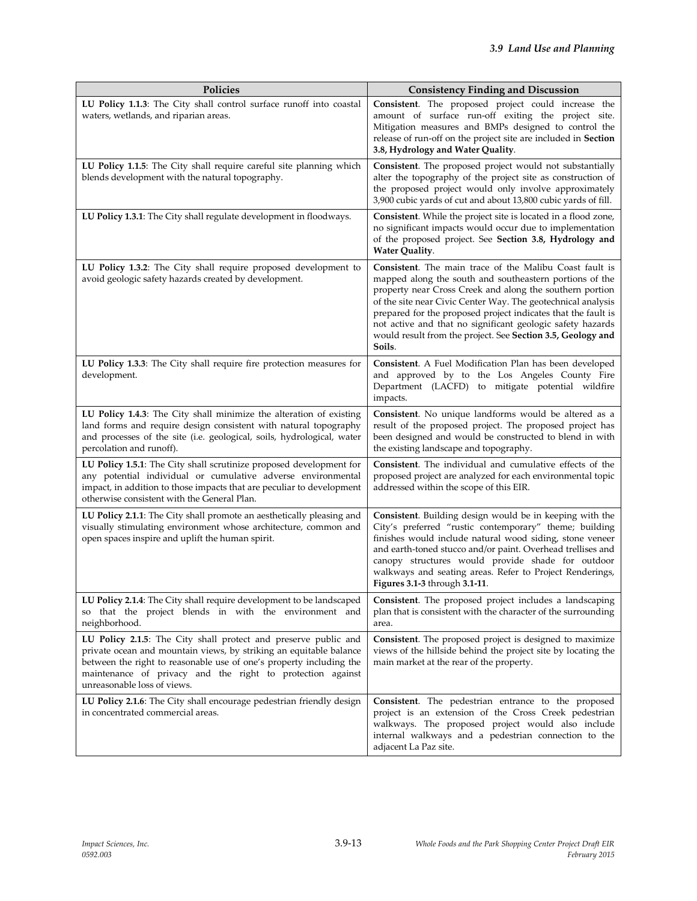| Policies | Consistency Finding and Discussion |
|---|---|
| **LU Policy 1.1.3**: The City shall control surface runoff into coastal waters, wetlands, and riparian areas. | **Consistent**. The proposed project could increase the amount of surface run-off exiting the project site. Mitigation measures and BMPs designed to control the release of run-off on the project site are included in **Section 3.8, Hydrology and Water Quality**. |
| **LU Policy 1.1.5**: The City shall require careful site planning which blends development with the natural topography. | **Consistent**. The proposed project would not substantially alter the topography of the project site as construction of the proposed project would only involve approximately 3,900 cubic yards of cut and about 13,800 cubic yards of fill. |
| **LU Policy 1.3.1**: The City shall regulate development in floodways. | **Consistent**. While the project site is located in a flood zone, no significant impacts would occur due to implementation of the proposed project. See **Section 3.8, Hydrology and Water Quality**. |
| **LU Policy 1.3.2**: The City shall require proposed development to avoid geologic safety hazards created by development. | **Consistent**. The main trace of the Malibu Coast fault is mapped along the south and southeastern portions of the property near Cross Creek and along the southern portion of the site near Civic Center Way. The geotechnical analysis prepared for the proposed project indicates that the fault is not active and that no significant geologic safety hazards would result from the project. See **Section 3.5, Geology and Soils**. |
| **LU Policy 1.3.3**: The City shall require fire protection measures for development. | **Consistent**. A Fuel Modification Plan has been developed and approved by to the Los Angeles County Fire Department (LACFD) to mitigate potential wildfire impacts. |
| **LU Policy 1.4.3**: The City shall minimize the alteration of existing land forms and require design consistent with natural topography and processes of the site (i.e. geological, soils, hydrological, water percolation and runoff). | **Consistent**. No unique landforms would be altered as a result of the proposed project. The proposed project has been designed and would be constructed to blend in with the existing landscape and topography. |
| **LU Policy 1.5.1**: The City shall scrutinize proposed development for any potential individual or cumulative adverse environmental impact, in addition to those impacts that are peculiar to development otherwise consistent with the General Plan. | **Consistent**. The individual and cumulative effects of the proposed project are analyzed for each environmental topic addressed within the scope of this EIR. |
| **LU Policy 2.1.1**: The City shall promote an aesthetically pleasing and visually stimulating environment whose architecture, common and open spaces inspire and uplift the human spirit. | **Consistent**. Building design would be in keeping with the City's preferred "rustic contemporary" theme; building finishes would include natural wood siding, stone veneer and earth-toned stucco and/or paint. Overhead trellises and canopy structures would provide shade for outdoor walkways and seating areas. Refer to Project Renderings, **Figures 3.1-3** through **3.1-11**. |
| **LU Policy 2.1.4**: The City shall require development to be landscaped so that the project blends in with the environment and neighborhood. | **Consistent**. The proposed project includes a landscaping plan that is consistent with the character of the surrounding area. |
| **LU Policy 2.1.5**: The City shall protect and preserve public and private ocean and mountain views, by striking an equitable balance between the right to reasonable use of one's property including the maintenance of privacy and the right to protection against unreasonable loss of views. | **Consistent**. The proposed project is designed to maximize views of the hillside behind the project site by locating the main market at the rear of the property. |
| **LU Policy 2.1.6**: The City shall encourage pedestrian friendly design in concentrated commercial areas. | **Consistent**. The pedestrian entrance to the proposed project is an extension of the Cross Creek pedestrian walkways. The proposed project would also include internal walkways and a pedestrian connection to the adjacent La Paz site. |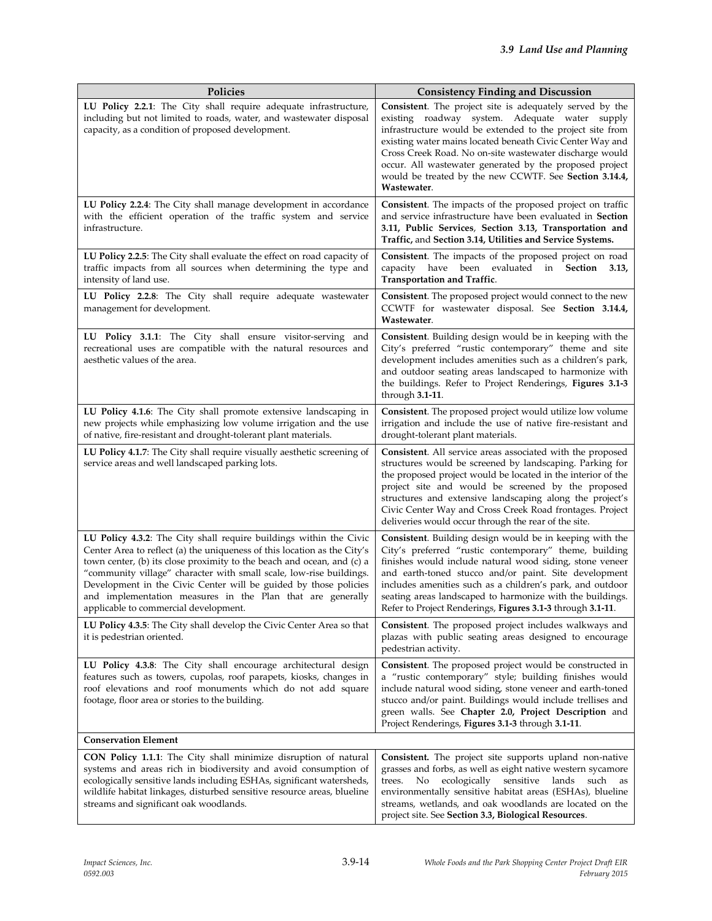| Policies | Consistency Finding and Discussion |
|---|---|
| **LU Policy 2.2.1**: The City shall require adequate infrastructure, including but not limited to roads, water, and wastewater disposal capacity, as a condition of proposed development. | **Consistent**. The project site is adequately served by the existing roadway system. Adequate water supply infrastructure would be extended to the project site from existing water mains located beneath Civic Center Way and Cross Creek Road. No on-site wastewater discharge would occur. All wastewater generated by the proposed project would be treated by the new CCWTF. See **Section 3.14.4, Wastewater**. |
| **LU Policy 2.2.4**: The City shall manage development in accordance with the efficient operation of the traffic system and service infrastructure. | **Consistent**. The impacts of the proposed project on traffic and service infrastructure have been evaluated in **Section 3.11, Public Services**, **Section 3.13, Transportation and Traffic**, and **Section 3.14, Utilities and Service Systems.** |
| **LU Policy 2.2.5**: The City shall evaluate the effect on road capacity of traffic impacts from all sources when determining the type and intensity of land use. | **Consistent**. The impacts of the proposed project on road capacity have been evaluated in **Section 3.13, Transportation and Traffic**. |
| **LU Policy 2.2.8**: The City shall require adequate wastewater management for development. | **Consistent**. The proposed project would connect to the new CCWTF for wastewater disposal. See **Section 3.14.4, Wastewater**. |
| **LU Policy 3.1.1**: The City shall ensure visitor-serving and recreational uses are compatible with the natural resources and aesthetic values of the area. | **Consistent**. Building design would be in keeping with the City's preferred "rustic contemporary" theme and site development includes amenities such as a children's park, and outdoor seating areas landscaped to harmonize with the buildings. Refer to Project Renderings, **Figures 3.1-3** through **3.1-11**. |
| **LU Policy 4.1.6**: The City shall promote extensive landscaping in new projects while emphasizing low volume irrigation and the use of native, fire-resistant and drought-tolerant plant materials. | **Consistent**. The proposed project would utilize low volume irrigation and include the use of native fire-resistant and drought-tolerant plant materials. |
| **LU Policy 4.1.7**: The City shall require visually aesthetic screening of service areas and well landscaped parking lots. | **Consistent**. All service areas associated with the proposed structures would be screened by landscaping. Parking for the proposed project would be located in the interior of the project site and would be screened by the proposed structures and extensive landscaping along the project's Civic Center Way and Cross Creek Road frontages. Project deliveries would occur through the rear of the site. |
| **LU Policy 4.3.2**: The City shall require buildings within the Civic Center Area to reflect (a) the uniqueness of this location as the City's town center, (b) its close proximity to the beach and ocean, and (c) a "community village" character with small scale, low-rise buildings. Development in the Civic Center will be guided by those policies and implementation measures in the Plan that are generally applicable to commercial development. | **Consistent**. Building design would be in keeping with the City's preferred "rustic contemporary" theme, building finishes would include natural wood siding, stone veneer and earth-toned stucco and/or paint. Site development includes amenities such as a children's park, and outdoor seating areas landscaped to harmonize with the buildings. Refer to Project Renderings, **Figures 3.1-3** through **3.1-11**. |
| **LU Policy 4.3.5**: The City shall develop the Civic Center Area so that it is pedestrian oriented. | **Consistent**. The proposed project includes walkways and plazas with public seating areas designed to encourage pedestrian activity. |
| **LU Policy 4.3.8**: The City shall encourage architectural design features such as towers, cupolas, roof parapets, kiosks, changes in roof elevations and roof monuments which do not add square footage, floor area or stories to the building. | **Consistent**. The proposed project would be constructed in a "rustic contemporary" style; building finishes would include natural wood siding, stone veneer and earth-toned stucco and/or paint. Buildings would include trellises and green walls. See **Chapter 2.0, Project Description** and Project Renderings, **Figures 3.1-3** through **3.1-11**. |
| **Conservation Element** | |
| **CON Policy 1.1.1**: The City shall minimize disruption of natural systems and areas rich in biodiversity and avoid consumption of ecologically sensitive lands including ESHAs, significant watersheds, wildlife habitat linkages, disturbed sensitive resource areas, blueline streams and significant oak woodlands. | **Consistent.** The project site supports upland non-native grasses and forbs, as well as eight native western sycamore trees. No ecologically sensitive lands such as environmentally sensitive habitat areas (ESHAs), blueline streams, wetlands, and oak woodlands are located on the project site. See **Section 3.3, Biological Resources**. |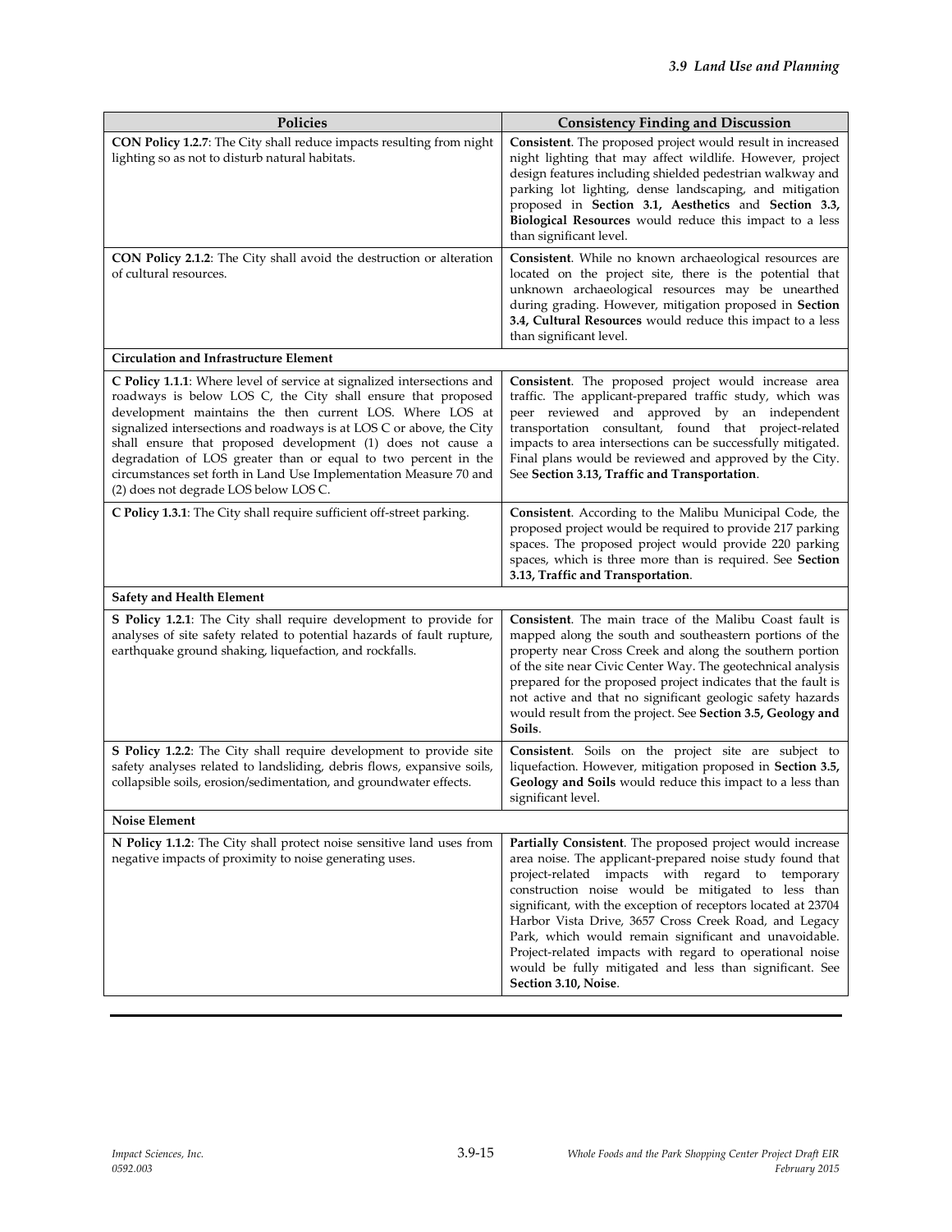| Policies | Consistency Finding and Discussion |
|---|---|
| **CON Policy 1.2.7**: The City shall reduce impacts resulting from night lighting so as not to disturb natural habitats. | **Consistent**. The proposed project would result in increased night lighting that may affect wildlife. However, project design features including shielded pedestrian walkway and parking lot lighting, dense landscaping, and mitigation proposed in **Section 3.1, Aesthetics** and **Section 3.3, Biological Resources** would reduce this impact to a less than significant level. |
| **CON Policy 2.1.2**: The City shall avoid the destruction or alteration of cultural resources. | **Consistent**. While no known archaeological resources are located on the project site, there is the potential that unknown archaeological resources may be unearthed during grading. However, mitigation proposed in **Section 3.4, Cultural Resources** would reduce this impact to a less than significant level. |
| **Circulation and Infrastructure Element** | |
| **C Policy 1.1.1**: Where level of service at signalized intersections and roadways is below LOS C, the City shall ensure that proposed development maintains the then current LOS. Where LOS at signalized intersections and roadways is at LOS C or above, the City shall ensure that proposed development (1) does not cause a degradation of LOS greater than or equal to two percent in the circumstances set forth in Land Use Implementation Measure 70 and (2) does not degrade LOS below LOS C. | **Consistent**. The proposed project would increase area traffic. The applicant-prepared traffic study, which was peer reviewed and approved by an independent transportation consultant, found that project-related impacts to area intersections can be successfully mitigated. Final plans would be reviewed and approved by the City. See **Section 3.13, Traffic and Transportation**. |
| **C Policy 1.3.1**: The City shall require sufficient off-street parking. | **Consistent**. According to the Malibu Municipal Code, the proposed project would be required to provide 217 parking spaces. The proposed project would provide 220 parking spaces, which is three more than is required. See **Section 3.13, Traffic and Transportation**. |
| **Safety and Health Element** | |
| **S Policy 1.2.1**: The City shall require development to provide for analyses of site safety related to potential hazards of fault rupture, earthquake ground shaking, liquefaction, and rockfalls. | **Consistent**. The main trace of the Malibu Coast fault is mapped along the south and southeastern portions of the property near Cross Creek and along the southern portion of the site near Civic Center Way. The geotechnical analysis prepared for the proposed project indicates that the fault is not active and that no significant geologic safety hazards would result from the project. See **Section 3.5, Geology and Soils**. |
| **S Policy 1.2.2**: The City shall require development to provide site safety analyses related to landsliding, debris flows, expansive soils, collapsible soils, erosion/sedimentation, and groundwater effects. | **Consistent**. Soils on the project site are subject to liquefaction. However, mitigation proposed in **Section 3.5, Geology and Soils** would reduce this impact to a less than significant level. |
| **Noise Element** | |
| **N Policy 1.1.2**: The City shall protect noise sensitive land uses from negative impacts of proximity to noise generating uses. | **Partially Consistent**. The proposed project would increase area noise. The applicant-prepared noise study found that project-related impacts with regard to temporary construction noise would be mitigated to less than significant, with the exception of receptors located at 23704 Harbor Vista Drive, 3657 Cross Creek Road, and Legacy Park, which would remain significant and unavoidable. Project-related impacts with regard to operational noise would be fully mitigated and less than significant. See **Section 3.10, Noise**. |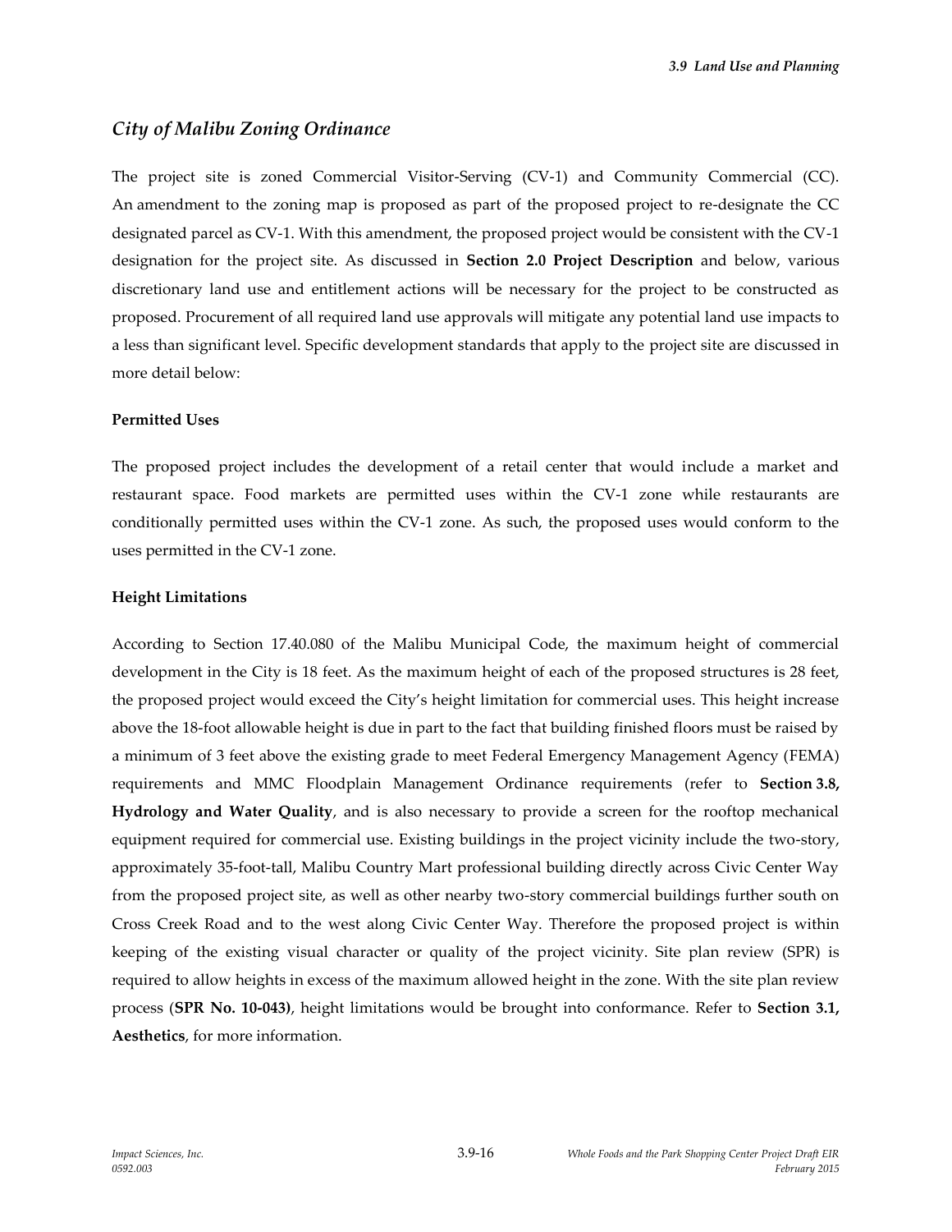## *City of Malibu Zoning Ordinance*

The project site is zoned Commercial Visitor-Serving (CV-1) and Community Commercial (CC). An amendment to the zoning map is proposed as part of the proposed project to re-designate the CC designated parcel as CV-1. With this amendment, the proposed project would be consistent with the CV-1 designation for the project site. As discussed in **Section 2.0 Project Description** and below, various discretionary land use and entitlement actions will be necessary for the project to be constructed as proposed. Procurement of all required land use approvals will mitigate any potential land use impacts to a less than significant level. Specific development standards that apply to the project site are discussed in more detail below:

**Permitted Uses**

The proposed project includes the development of a retail center that would include a market and restaurant space. Food markets are permitted uses within the CV-1 zone while restaurants are conditionally permitted uses within the CV-1 zone. As such, the proposed uses would conform to the uses permitted in the CV-1 zone.

**Height Limitations**

According to Section 17.40.080 of the Malibu Municipal Code, the maximum height of commercial development in the City is 18 feet. As the maximum height of each of the proposed structures is 28 feet, the proposed project would exceed the City's height limitation for commercial uses. This height increase above the 18-foot allowable height is due in part to the fact that building finished floors must be raised by a minimum of 3 feet above the existing grade to meet Federal Emergency Management Agency (FEMA) requirements and MMC Floodplain Management Ordinance requirements (refer to **Section 3.8, Hydrology and Water Quality**, and is also necessary to provide a screen for the rooftop mechanical equipment required for commercial use. Existing buildings in the project vicinity include the two-story, approximately 35-foot-tall, Malibu Country Mart professional building directly across Civic Center Way from the proposed project site, as well as other nearby two-story commercial buildings further south on Cross Creek Road and to the west along Civic Center Way. Therefore the proposed project is within keeping of the existing visual character or quality of the project vicinity. Site plan review (SPR) is required to allow heights in excess of the maximum allowed height in the zone. With the site plan review process (**SPR No. 10-043)**, height limitations would be brought into conformance. Refer to **Section 3.1, Aesthetics**, for more information.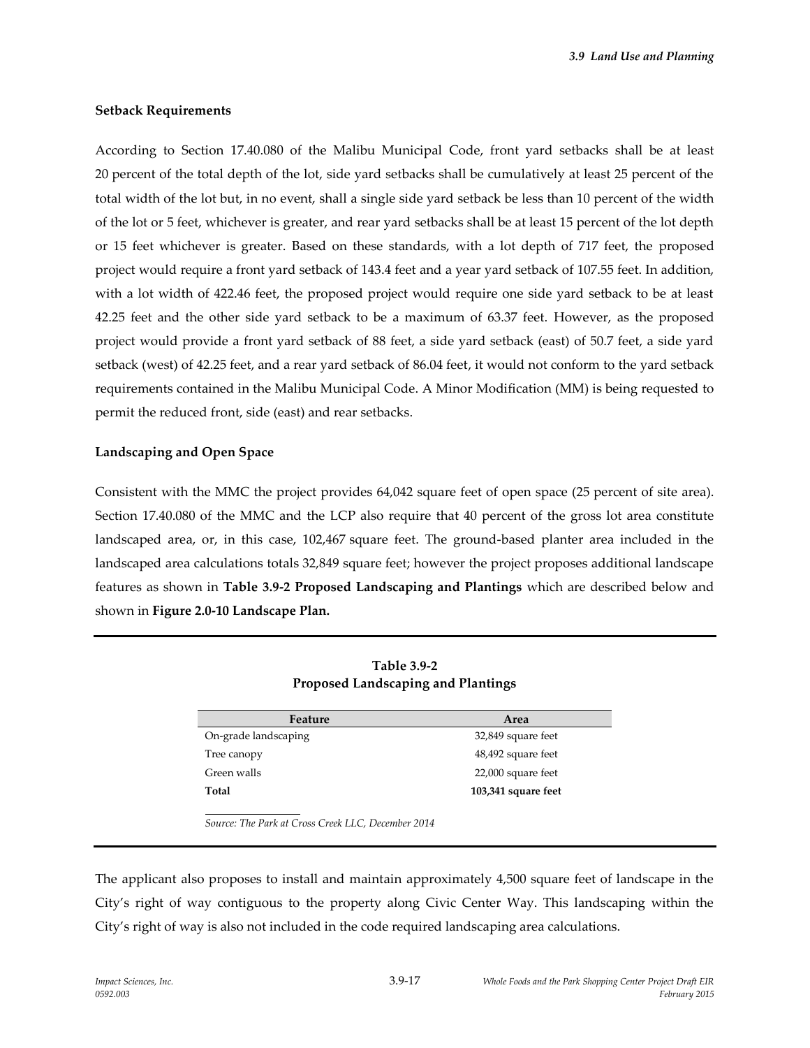**Setback Requirements**

According to Section 17.40.080 of the Malibu Municipal Code, front yard setbacks shall be at least 20 percent of the total depth of the lot, side yard setbacks shall be cumulatively at least 25 percent of the total width of the lot but, in no event, shall a single side yard setback be less than 10 percent of the width of the lot or 5 feet, whichever is greater, and rear yard setbacks shall be at least 15 percent of the lot depth or 15 feet whichever is greater. Based on these standards, with a lot depth of 717 feet, the proposed project would require a front yard setback of 143.4 feet and a year yard setback of 107.55 feet. In addition, with a lot width of 422.46 feet, the proposed project would require one side yard setback to be at least 42.25 feet and the other side yard setback to be a maximum of 63.37 feet. However, as the proposed project would provide a front yard setback of 88 feet, a side yard setback (east) of 50.7 feet, a side yard setback (west) of 42.25 feet, and a rear yard setback of 86.04 feet, it would not conform to the yard setback requirements contained in the Malibu Municipal Code. A Minor Modification (MM) is being requested to permit the reduced front, side (east) and rear setbacks.

**Landscaping and Open Space**

Consistent with the MMC the project provides 64,042 square feet of open space (25 percent of site area). Section 17.40.080 of the MMC and the LCP also require that 40 percent of the gross lot area constitute landscaped area, or, in this case, 102,467 square feet. The ground-based planter area included in the landscaped area calculations totals 32,849 square feet; however the project proposes additional landscape features as shown in **Table 3.9-2 Proposed Landscaping and Plantings** which are described below and shown in **Figure 2.0-10 Landscape Plan.**

**Table 3.9-2**
**Proposed Landscaping and Plantings**

| Feature | Area |
|---|---|
| On-grade landscaping | 32,849 square feet |
| Tree canopy | 48,492 square feet |
| Green walls | 22,000 square feet |
| **Total** | **103,341 square feet** |

*Source: The Park at Cross Creek LLC, December 2014*

The applicant also proposes to install and maintain approximately 4,500 square feet of landscape in the City's right of way contiguous to the property along Civic Center Way. This landscaping within the City's right of way is also not included in the code required landscaping area calculations.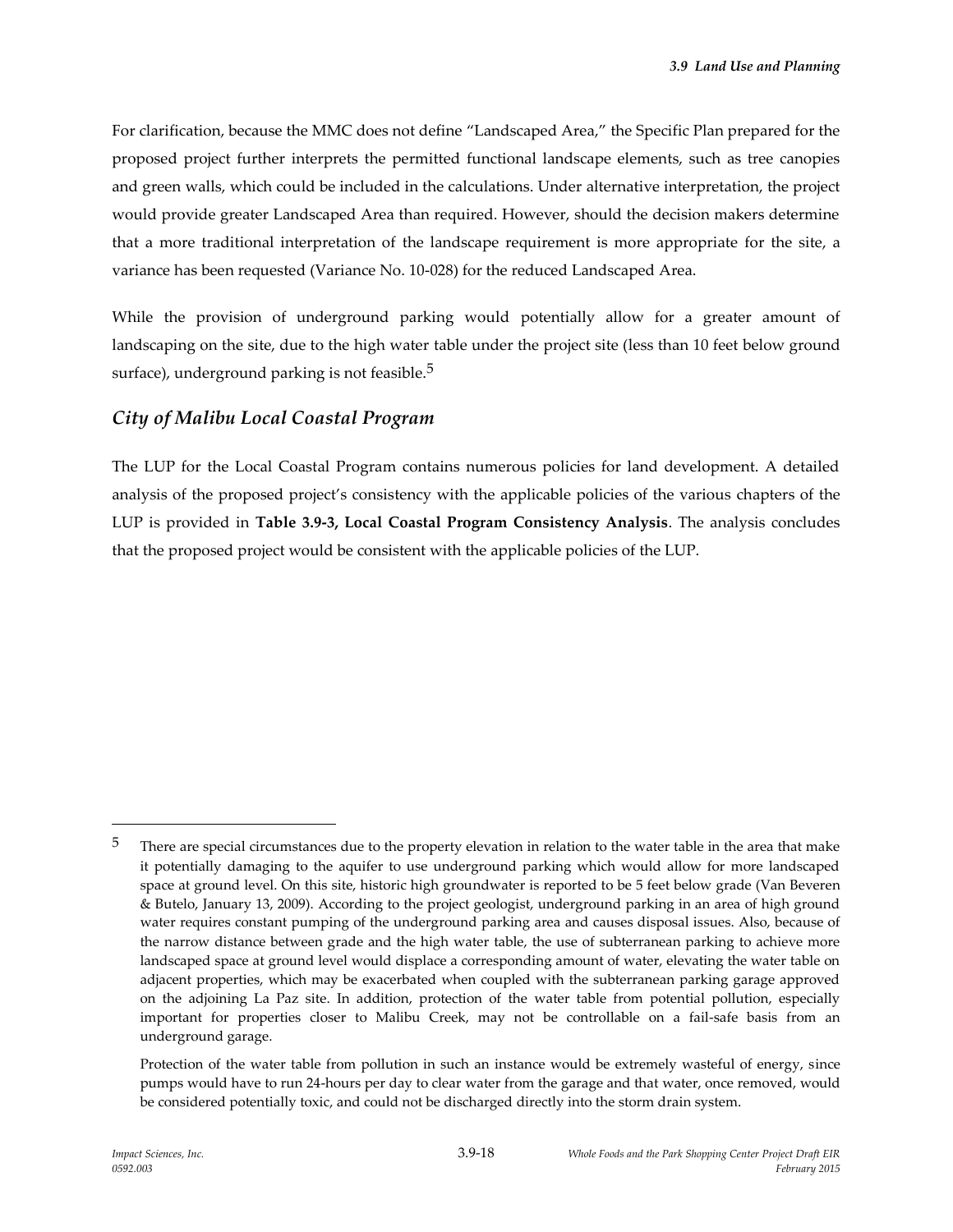For clarification, because the MMC does not define "Landscaped Area," the Specific Plan prepared for the proposed project further interprets the permitted functional landscape elements, such as tree canopies and green walls, which could be included in the calculations. Under alternative interpretation, the project would provide greater Landscaped Area than required. However, should the decision makers determine that a more traditional interpretation of the landscape requirement is more appropriate for the site, a variance has been requested (Variance No. 10-028) for the reduced Landscaped Area.

While the provision of underground parking would potentially allow for a greater amount of landscaping on the site, due to the high water table under the project site (less than 10 feet below ground surface), underground parking is not feasible.[5]

## *City of Malibu Local Coastal Program*

The LUP for the Local Coastal Program contains numerous policies for land development. A detailed analysis of the proposed project's consistency with the applicable policies of the various chapters of the LUP is provided in **Table 3.9-3, Local Coastal Program Consistency Analysis**. The analysis concludes that the proposed project would be consistent with the applicable policies of the LUP.

---

[5] There are special circumstances due to the property elevation in relation to the water table in the area that make it potentially damaging to the aquifer to use underground parking which would allow for more landscaped space at ground level. On this site, historic high groundwater is reported to be 5 feet below grade (Van Beveren & Butelo, January 13, 2009). According to the project geologist, underground parking in an area of high ground water requires constant pumping of the underground parking area and causes disposal issues. Also, because of the narrow distance between grade and the high water table, the use of subterranean parking to achieve more landscaped space at ground level would displace a corresponding amount of water, elevating the water table on adjacent properties, which may be exacerbated when coupled with the subterranean parking garage approved on the adjoining La Paz site. In addition, protection of the water table from potential pollution, especially important for properties closer to Malibu Creek, may not be controllable on a fail-safe basis from an underground garage.

Protection of the water table from pollution in such an instance would be extremely wasteful of energy, since pumps would have to run 24-hours per day to clear water from the garage and that water, once removed, would be considered potentially toxic, and could not be discharged directly into the storm drain system.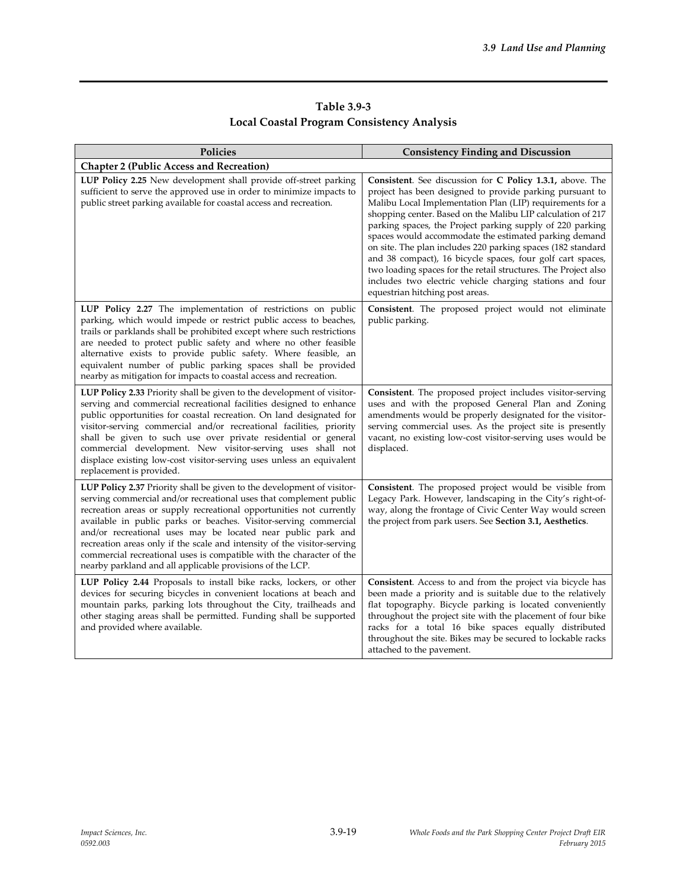**Table 3.9-3**
**Local Coastal Program Consistency Analysis**

| Policies | Consistency Finding and Discussion |
|---|---|
| **Chapter 2 (Public Access and Recreation)** | |
| **LUP Policy 2.25** New development shall provide off-street parking sufficient to serve the approved use in order to minimize impacts to public street parking available for coastal access and recreation. | **Consistent**. See discussion for **C Policy 1.3.1,** above. The project has been designed to provide parking pursuant to Malibu Local Implementation Plan (LIP) requirements for a shopping center. Based on the Malibu LIP calculation of 217 parking spaces, the Project parking supply of 220 parking spaces would accommodate the estimated parking demand on site. The plan includes 220 parking spaces (182 standard and 38 compact), 16 bicycle spaces, four golf cart spaces, two loading spaces for the retail structures. The Project also includes two electric vehicle charging stations and four equestrian hitching post areas. |
| **LUP Policy 2.27** The implementation of restrictions on public parking, which would impede or restrict public access to beaches, trails or parklands shall be prohibited except where such restrictions are needed to protect public safety and where no other feasible alternative exists to provide public safety. Where feasible, an equivalent number of public parking spaces shall be provided nearby as mitigation for impacts to coastal access and recreation. | **Consistent**. The proposed project would not eliminate public parking. |
| **LUP Policy 2.33** Priority shall be given to the development of visitor-serving and commercial recreational facilities designed to enhance public opportunities for coastal recreation. On land designated for visitor-serving commercial and/or recreational facilities, priority shall be given to such use over private residential or general commercial development. New visitor-serving uses shall not displace existing low-cost visitor-serving uses unless an equivalent replacement is provided. | **Consistent**. The proposed project includes visitor-serving uses and with the proposed General Plan and Zoning amendments would be properly designated for the visitor-serving commercial uses. As the project site is presently vacant, no existing low-cost visitor-serving uses would be displaced. |
| **LUP Policy 2.37** Priority shall be given to the development of visitor-serving commercial and/or recreational uses that complement public recreation areas or supply recreational opportunities not currently available in public parks or beaches. Visitor-serving commercial and/or recreational uses may be located near public park and recreation areas only if the scale and intensity of the visitor-serving commercial recreational uses is compatible with the character of the nearby parkland and all applicable provisions of the LCP. | **Consistent**. The proposed project would be visible from Legacy Park. However, landscaping in the City's right-of-way, along the frontage of Civic Center Way would screen the project from park users. See **Section 3.1, Aesthetics**. |
| **LUP Policy 2.44** Proposals to install bike racks, lockers, or other devices for securing bicycles in convenient locations at beach and mountain parks, parking lots throughout the City, trailheads and other staging areas shall be permitted. Funding shall be supported and provided where available. | **Consistent**. Access to and from the project via bicycle has been made a priority and is suitable due to the relatively flat topography. Bicycle parking is located conveniently throughout the project site with the placement of four bike racks for a total 16 bike spaces equally distributed throughout the site. Bikes may be secured to lockable racks attached to the pavement. |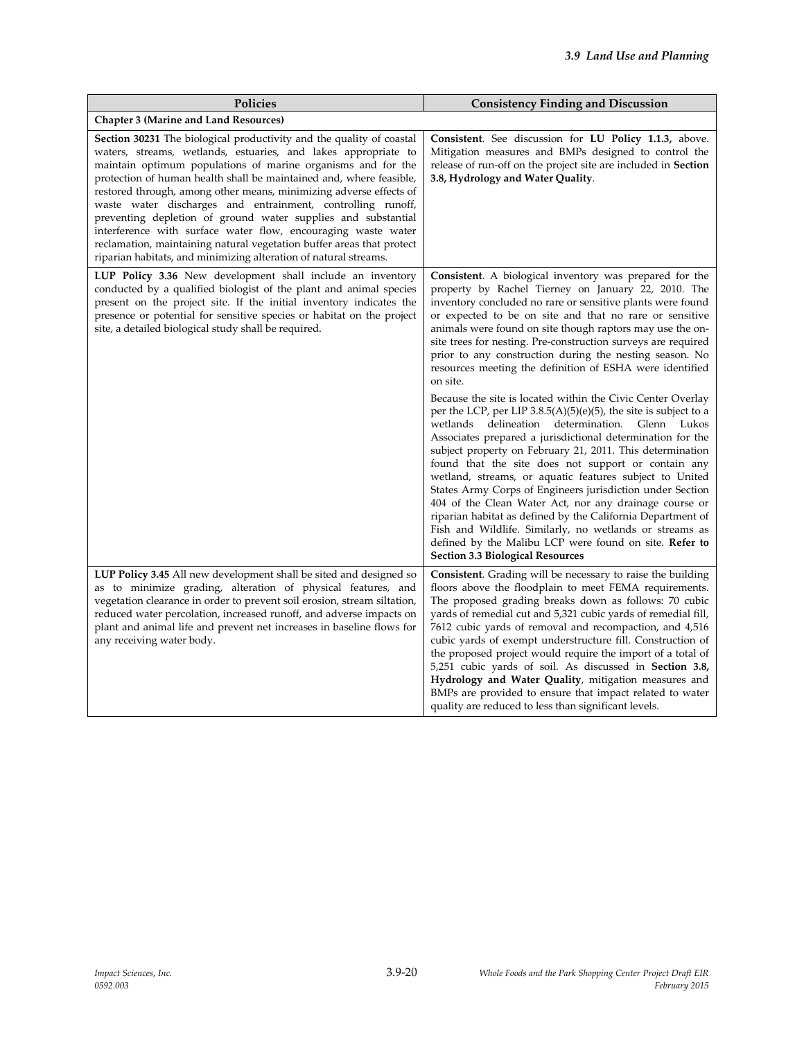| Policies | Consistency Finding and Discussion |
|---|---|
| **Chapter 3 (Marine and Land Resources)** | |
| **Section 30231** The biological productivity and the quality of coastal waters, streams, wetlands, estuaries, and lakes appropriate to maintain optimum populations of marine organisms and for the protection of human health shall be maintained and, where feasible, restored through, among other means, minimizing adverse effects of waste water discharges and entrainment, controlling runoff, preventing depletion of ground water supplies and substantial interference with surface water flow, encouraging waste water reclamation, maintaining natural vegetation buffer areas that protect riparian habitats, and minimizing alteration of natural streams. | **Consistent**. See discussion for **LU Policy 1.1.3,** above. Mitigation measures and BMPs designed to control the release of run-off on the project site are included in **Section 3.8, Hydrology and Water Quality**. |
| **LUP Policy 3.36** New development shall include an inventory conducted by a qualified biologist of the plant and animal species present on the project site. If the initial inventory indicates the presence or potential for sensitive species or habitat on the project site, a detailed biological study shall be required. | **Consistent**. A biological inventory was prepared for the property by Rachel Tierney on January 22, 2010. The inventory concluded no rare or sensitive plants were found or expected to be on site and that no rare or sensitive animals were found on site though raptors may use the on-site trees for nesting. Pre-construction surveys are required prior to any construction during the nesting season. No resources meeting the definition of ESHA were identified on site.<br><br>Because the site is located within the Civic Center Overlay per the LCP, per LIP 3.8.5(A)(5)(e)(5), the site is subject to a wetlands delineation determination. Glenn Lukos Associates prepared a jurisdictional determination for the subject property on February 21, 2011. This determination found that the site does not support or contain any wetland, streams, or aquatic features subject to United States Army Corps of Engineers jurisdiction under Section 404 of the Clean Water Act, nor any drainage course or riparian habitat as defined by the California Department of Fish and Wildlife. Similarly, no wetlands or streams as defined by the Malibu LCP were found on site. **Refer to Section 3.3 Biological Resources** |
| **LUP Policy 3.45** All new development shall be sited and designed so as to minimize grading, alteration of physical features, and vegetation clearance in order to prevent soil erosion, stream siltation, reduced water percolation, increased runoff, and adverse impacts on plant and animal life and prevent net increases in baseline flows for any receiving water body. | **Consistent**. Grading will be necessary to raise the building floors above the floodplain to meet FEMA requirements. The proposed grading breaks down as follows: 70 cubic yards of remedial cut and 5,321 cubic yards of remedial fill, 7612 cubic yards of removal and recompaction, and 4,516 cubic yards of exempt understructure fill. Construction of the proposed project would require the import of a total of 5,251 cubic yards of soil. As discussed in **Section 3.8, Hydrology and Water Quality**, mitigation measures and BMPs are provided to ensure that impact related to water quality are reduced to less than significant levels. |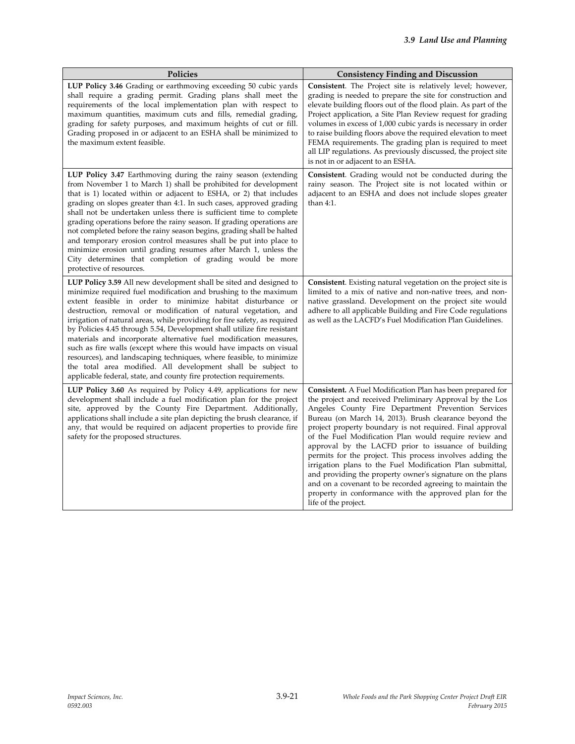| Policies | Consistency Finding and Discussion |
|---|---|
| **LUP Policy 3.46** Grading or earthmoving exceeding 50 cubic yards shall require a grading permit. Grading plans shall meet the requirements of the local implementation plan with respect to maximum quantities, maximum cuts and fills, remedial grading, grading for safety purposes, and maximum heights of cut or fill. Grading proposed in or adjacent to an ESHA shall be minimized to the maximum extent feasible. | **Consistent**. The Project site is relatively level; however, grading is needed to prepare the site for construction and elevate building floors out of the flood plain. As part of the Project application, a Site Plan Review request for grading volumes in excess of 1,000 cubic yards is necessary in order to raise building floors above the required elevation to meet FEMA requirements. The grading plan is required to meet all LIP regulations. As previously discussed, the project site is not in or adjacent to an ESHA. |
| **LUP Policy 3.47** Earthmoving during the rainy season (extending from November 1 to March 1) shall be prohibited for development that is 1) located within or adjacent to ESHA, or 2) that includes grading on slopes greater than 4:1. In such cases, approved grading shall not be undertaken unless there is sufficient time to complete grading operations before the rainy season. If grading operations are not completed before the rainy season begins, grading shall be halted and temporary erosion control measures shall be put into place to minimize erosion until grading resumes after March 1, unless the City determines that completion of grading would be more protective of resources. | **Consistent**. Grading would not be conducted during the rainy season. The Project site is not located within or adjacent to an ESHA and does not include slopes greater than 4:1. |
| **LUP Policy 3.59** All new development shall be sited and designed to minimize required fuel modification and brushing to the maximum extent feasible in order to minimize habitat disturbance or destruction, removal or modification of natural vegetation, and irrigation of natural areas, while providing for fire safety, as required by Policies 4.45 through 5.54, Development shall utilize fire resistant materials and incorporate alternative fuel modification measures, such as fire walls (except where this would have impacts on visual resources), and landscaping techniques, where feasible, to minimize the total area modified. All development shall be subject to applicable federal, state, and county fire protection requirements. | **Consistent**. Existing natural vegetation on the project site is limited to a mix of native and non-native trees, and non-native grassland. Development on the project site would adhere to all applicable Building and Fire Code regulations as well as the LACFD's Fuel Modification Plan Guidelines. |
| **LUP Policy 3.60** As required by Policy 4.49, applications for new development shall include a fuel modification plan for the project site, approved by the County Fire Department. Additionally, applications shall include a site plan depicting the brush clearance, if any, that would be required on adjacent properties to provide fire safety for the proposed structures. | **Consistent.** A Fuel Modification Plan has been prepared for the project and received Preliminary Approval by the Los Angeles County Fire Department Prevention Services Bureau (on March 14, 2013). Brush clearance beyond the project property boundary is not required. Final approval of the Fuel Modification Plan would require review and approval by the LACFD prior to issuance of building permits for the project. This process involves adding the irrigation plans to the Fuel Modification Plan submittal, and providing the property owner's signature on the plans and on a covenant to be recorded agreeing to maintain the property in conformance with the approved plan for the life of the project. |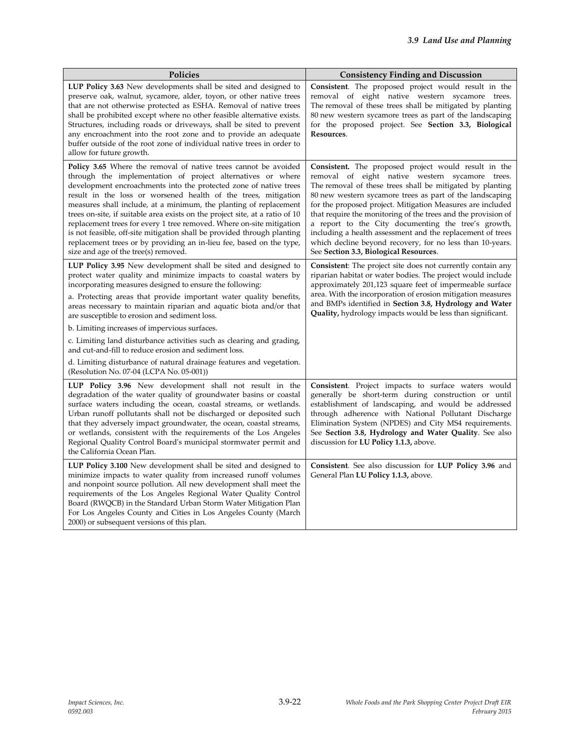| Policies | Consistency Finding and Discussion |
|---|---|
| **LUP Policy 3.63** New developments shall be sited and designed to preserve oak, walnut, sycamore, alder, toyon, or other native trees that are not otherwise protected as ESHA. Removal of native trees shall be prohibited except where no other feasible alternative exists. Structures, including roads or driveways, shall be sited to prevent any encroachment into the root zone and to provide an adequate buffer outside of the root zone of individual native trees in order to allow for future growth. | **Consistent**. The proposed project would result in the removal of eight native western sycamore trees. The removal of these trees shall be mitigated by planting 80 new western sycamore trees as part of the landscaping for the proposed project. See **Section 3.3, Biological Resources**. |
| **Policy 3.65** Where the removal of native trees cannot be avoided through the implementation of project alternatives or where development encroachments into the protected zone of native trees result in the loss or worsened health of the trees, mitigation measures shall include, at a minimum, the planting of replacement trees on-site, if suitable area exists on the project site, at a ratio of 10 replacement trees for every 1 tree removed. Where on-site mitigation is not feasible, off-site mitigation shall be provided through planting replacement trees or by providing an in-lieu fee, based on the type, size and age of the tree(s) removed. | **Consistent.** The proposed project would result in the removal of eight native western sycamore trees. The removal of these trees shall be mitigated by planting 80 new western sycamore trees as part of the landscaping for the proposed project. Mitigation Measures are included that require the monitoring of the trees and the provision of a report to the City documenting the tree's growth, including a health assessment and the replacement of trees which decline beyond recovery, for no less than 10-years. See **Section 3.3, Biological Resources**. |
| **LUP Policy 3.95** New development shall be sited and designed to protect water quality and minimize impacts to coastal waters by incorporating measures designed to ensure the following:<br>a. Protecting areas that provide important water quality benefits, areas necessary to maintain riparian and aquatic biota and/or that are susceptible to erosion and sediment loss.<br>b. Limiting increases of impervious surfaces.<br>c. Limiting land disturbance activities such as clearing and grading, and cut-and-fill to reduce erosion and sediment loss.<br>d. Limiting disturbance of natural drainage features and vegetation. (Resolution No. 07-04 (LCPA No. 05-001)) | **Consistent**: The project site does not currently contain any riparian habitat or water bodies. The project would include approximately 201,123 square feet of impermeable surface area. With the incorporation of erosion mitigation measures and BMPs identified in **Section 3.8, Hydrology and Water Quality,** hydrology impacts would be less than significant. |
| **LUP Policy 3.96** New development shall not result in the degradation of the water quality of groundwater basins or coastal surface waters including the ocean, coastal streams, or wetlands. Urban runoff pollutants shall not be discharged or deposited such that they adversely impact groundwater, the ocean, coastal streams, or wetlands, consistent with the requirements of the Los Angeles Regional Quality Control Board's municipal stormwater permit and the California Ocean Plan. | **Consistent**. Project impacts to surface waters would generally be short-term during construction or until establishment of landscaping, and would be addressed through adherence with National Pollutant Discharge Elimination System (NPDES) and City MS4 requirements. See **Section 3.8, Hydrology and Water Quality**. See also discussion for **LU Policy 1.1.3,** above. |
| **LUP Policy 3.100** New development shall be sited and designed to minimize impacts to water quality from increased runoff volumes and nonpoint source pollution. All new development shall meet the requirements of the Los Angeles Regional Water Quality Control Board (RWQCB) in the Standard Urban Storm Water Mitigation Plan For Los Angeles County and Cities in Los Angeles County (March 2000) or subsequent versions of this plan. | **Consistent**. See also discussion for **LUP Policy 3.96** and General Plan **LU Policy 1.1.3,** above. |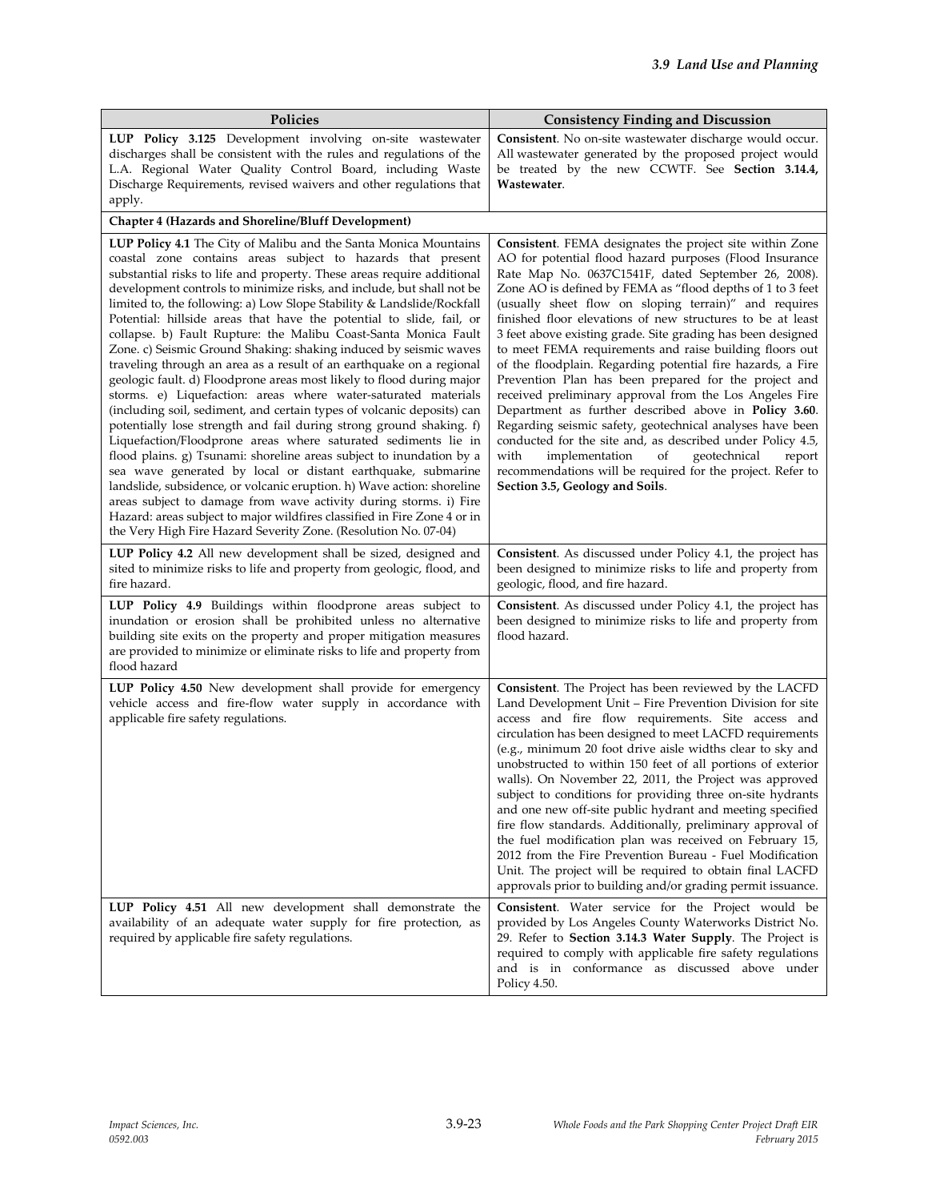| Policies | Consistency Finding and Discussion |
|---|---|
| **LUP Policy 3.125** Development involving on-site wastewater discharges shall be consistent with the rules and regulations of the L.A. Regional Water Quality Control Board, including Waste Discharge Requirements, revised waivers and other regulations that apply. | **Consistent**. No on-site wastewater discharge would occur. All wastewater generated by the proposed project would be treated by the new CCWTF. See **Section 3.14.4, Wastewater**. |
| **Chapter 4 (Hazards and Shoreline/Bluff Development)** | |
| **LUP Policy 4.1** The City of Malibu and the Santa Monica Mountains coastal zone contains areas subject to hazards that present substantial risks to life and property. These areas require additional development controls to minimize risks, and include, but shall not be limited to, the following: a) Low Slope Stability & Landslide/Rockfall Potential: hillside areas that have the potential to slide, fail, or collapse. b) Fault Rupture: the Malibu Coast-Santa Monica Fault Zone. c) Seismic Ground Shaking: shaking induced by seismic waves traveling through an area as a result of an earthquake on a regional geologic fault. d) Floodprone areas most likely to flood during major storms. e) Liquefaction: areas where water-saturated materials (including soil, sediment, and certain types of volcanic deposits) can potentially lose strength and fail during strong ground shaking. f) Liquefaction/Floodprone areas where saturated sediments lie in flood plains. g) Tsunami: shoreline areas subject to inundation by a sea wave generated by local or distant earthquake, submarine landslide, subsidence, or volcanic eruption. h) Wave action: shoreline areas subject to damage from wave activity during storms. i) Fire Hazard: areas subject to major wildfires classified in Fire Zone 4 or in the Very High Fire Hazard Severity Zone. (Resolution No. 07-04) | **Consistent**. FEMA designates the project site within Zone AO for potential flood hazard purposes (Flood Insurance Rate Map No. 0637C1541F, dated September 26, 2008). Zone AO is defined by FEMA as "flood depths of 1 to 3 feet (usually sheet flow on sloping terrain)" and requires finished floor elevations of new structures to be at least 3 feet above existing grade. Site grading has been designed to meet FEMA requirements and raise building floors out of the floodplain. Regarding potential fire hazards, a Fire Prevention Plan has been prepared for the project and received preliminary approval from the Los Angeles Fire Department as further described above in **Policy 3.60**. Regarding seismic safety, geotechnical analyses have been conducted for the site and, as described under Policy 4.5, with implementation of geotechnical report recommendations will be required for the project. Refer to **Section 3.5, Geology and Soils**. |
| **LUP Policy 4.2** All new development shall be sized, designed and sited to minimize risks to life and property from geologic, flood, and fire hazard. | **Consistent**. As discussed under Policy 4.1, the project has been designed to minimize risks to life and property from geologic, flood, and fire hazard. |
| **LUP Policy 4.9** Buildings within floodprone areas subject to inundation or erosion shall be prohibited unless no alternative building site exits on the property and proper mitigation measures are provided to minimize or eliminate risks to life and property from flood hazard | **Consistent**. As discussed under Policy 4.1, the project has been designed to minimize risks to life and property from flood hazard. |
| **LUP Policy 4.50** New development shall provide for emergency vehicle access and fire-flow water supply in accordance with applicable fire safety regulations. | **Consistent**. The Project has been reviewed by the LACFD Land Development Unit – Fire Prevention Division for site access and fire flow requirements. Site access and circulation has been designed to meet LACFD requirements (e.g., minimum 20 foot drive aisle widths clear to sky and unobstructed to within 150 feet of all portions of exterior walls). On November 22, 2011, the Project was approved subject to conditions for providing three on-site hydrants and one new off-site public hydrant and meeting specified fire flow standards. Additionally, preliminary approval of the fuel modification plan was received on February 15, 2012 from the Fire Prevention Bureau - Fuel Modification Unit. The project will be required to obtain final LACFD approvals prior to building and/or grading permit issuance. |
| **LUP Policy 4.51** All new development shall demonstrate the availability of an adequate water supply for fire protection, as required by applicable fire safety regulations. | **Consistent**. Water service for the Project would be provided by Los Angeles County Waterworks District No. 29. Refer to **Section 3.14.3 Water Supply**. The Project is required to comply with applicable fire safety regulations and is in conformance as discussed above under Policy 4.50. |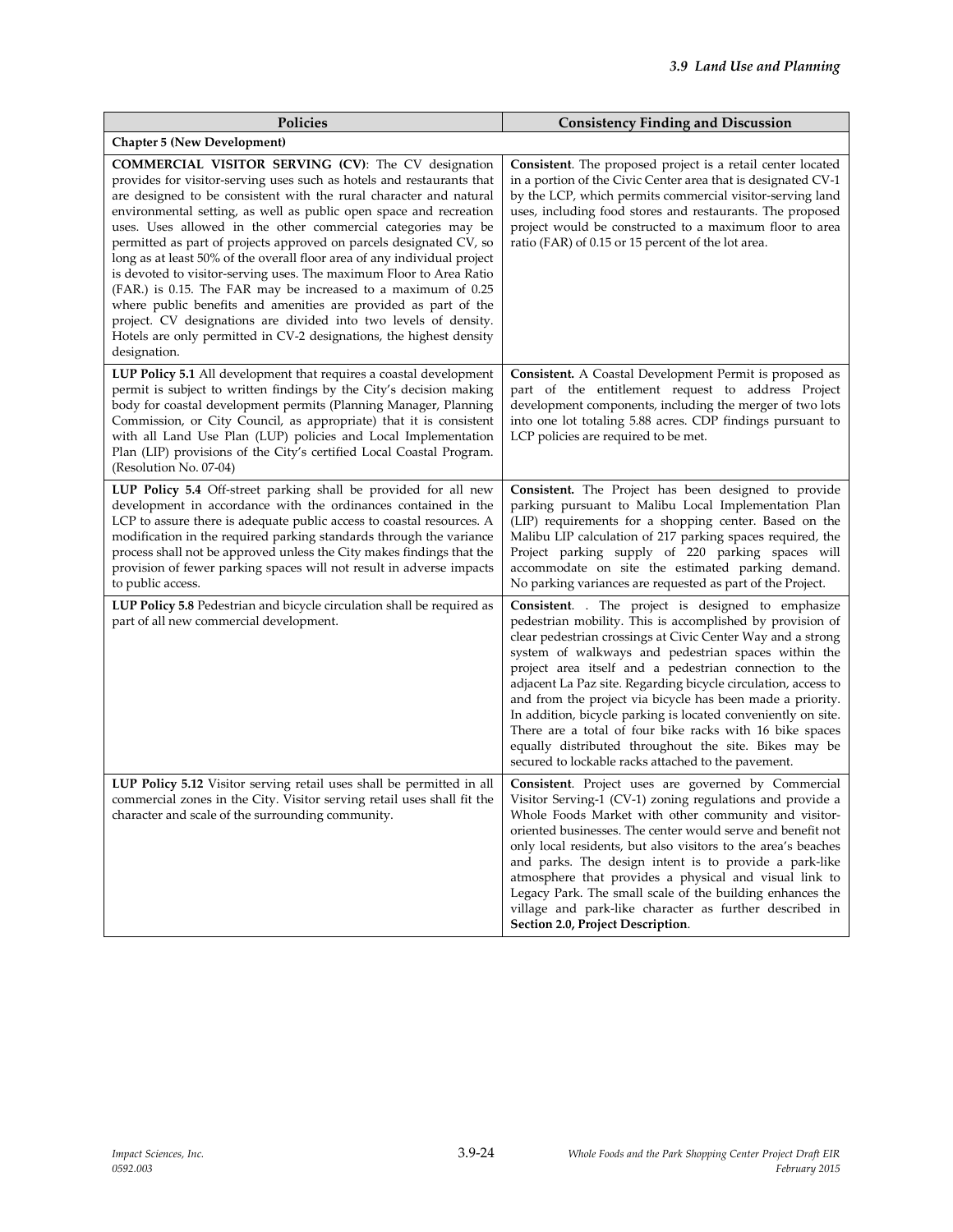| Policies | Consistency Finding and Discussion |
| --- | --- |
| **Chapter 5 (New Development)** | |
| **COMMERCIAL VISITOR SERVING (CV)**: The CV designation provides for visitor-serving uses such as hotels and restaurants that are designed to be consistent with the rural character and natural environmental setting, as well as public open space and recreation uses. Uses allowed in the other commercial categories may be permitted as part of projects approved on parcels designated CV, so long as at least 50% of the overall floor area of any individual project is devoted to visitor-serving uses. The maximum Floor to Area Ratio (FAR.) is 0.15. The FAR may be increased to a maximum of 0.25 where public benefits and amenities are provided as part of the project. CV designations are divided into two levels of density. Hotels are only permitted in CV-2 designations, the highest density designation. | **Consistent**. The proposed project is a retail center located in a portion of the Civic Center area that is designated CV-1 by the LCP, which permits commercial visitor-serving land uses, including food stores and restaurants. The proposed project would be constructed to a maximum floor to area ratio (FAR) of 0.15 or 15 percent of the lot area. |
| **LUP Policy 5.1** All development that requires a coastal development permit is subject to written findings by the City's decision making body for coastal development permits (Planning Manager, Planning Commission, or City Council, as appropriate) that it is consistent with all Land Use Plan (LUP) policies and Local Implementation Plan (LIP) provisions of the City's certified Local Coastal Program. (Resolution No. 07-04) | **Consistent.** A Coastal Development Permit is proposed as part of the entitlement request to address Project development components, including the merger of two lots into one lot totaling 5.88 acres. CDP findings pursuant to LCP policies are required to be met. |
| **LUP Policy 5.4** Off-street parking shall be provided for all new development in accordance with the ordinances contained in the LCP to assure there is adequate public access to coastal resources. A modification in the required parking standards through the variance process shall not be approved unless the City makes findings that the provision of fewer parking spaces will not result in adverse impacts to public access. | **Consistent.** The Project has been designed to provide parking pursuant to Malibu Local Implementation Plan (LIP) requirements for a shopping center. Based on the Malibu LIP calculation of 217 parking spaces required, the Project parking supply of 220 parking spaces will accommodate on site the estimated parking demand. No parking variances are requested as part of the Project. |
| **LUP Policy 5.8** Pedestrian and bicycle circulation shall be required as part of all new commercial development. | **Consistent**. . The project is designed to emphasize pedestrian mobility. This is accomplished by provision of clear pedestrian crossings at Civic Center Way and a strong system of walkways and pedestrian spaces within the project area itself and a pedestrian connection to the adjacent La Paz site. Regarding bicycle circulation, access to and from the project via bicycle has been made a priority. In addition, bicycle parking is located conveniently on site. There are a total of four bike racks with 16 bike spaces equally distributed throughout the site. Bikes may be secured to lockable racks attached to the pavement. |
| **LUP Policy 5.12** Visitor serving retail uses shall be permitted in all commercial zones in the City. Visitor serving retail uses shall fit the character and scale of the surrounding community. | **Consistent**. Project uses are governed by Commercial Visitor Serving-1 (CV-1) zoning regulations and provide a Whole Foods Market with other community and visitor-oriented businesses. The center would serve and benefit not only local residents, but also visitors to the area's beaches and parks. The design intent is to provide a park-like atmosphere that provides a physical and visual link to Legacy Park. The small scale of the building enhances the village and park-like character as further described in **Section 2.0, Project Description**. |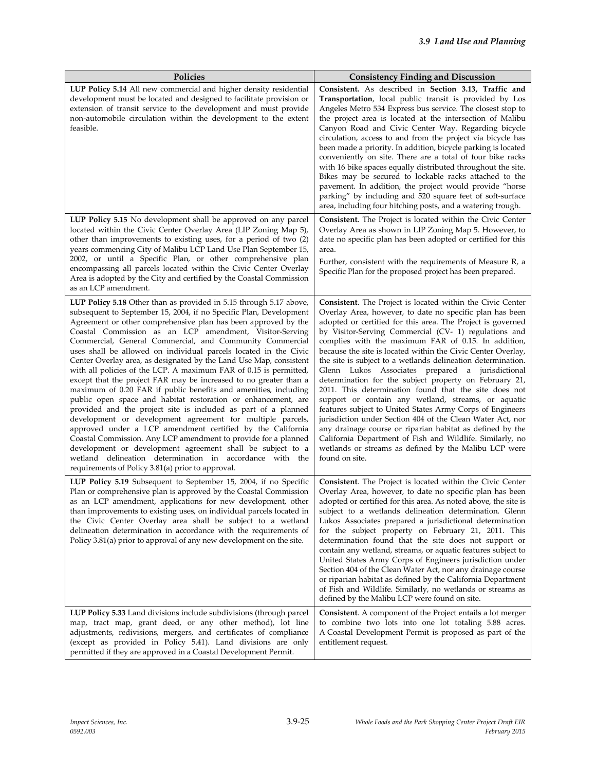| Policies | Consistency Finding and Discussion |
|---|---|
| **LUP Policy 5.14** All new commercial and higher density residential development must be located and designed to facilitate provision or extension of transit service to the development and must provide non-automobile circulation within the development to the extent feasible. | **Consistent.** As described in **Section 3.13, Traffic and Transportation**, local public transit is provided by Los Angeles Metro 534 Express bus service. The closest stop to the project area is located at the intersection of Malibu Canyon Road and Civic Center Way. Regarding bicycle circulation, access to and from the project via bicycle has been made a priority. In addition, bicycle parking is located conveniently on site. There are a total of four bike racks with 16 bike spaces equally distributed throughout the site. Bikes may be secured to lockable racks attached to the pavement. In addition, the project would provide "horse parking" by including and 520 square feet of soft-surface area, including four hitching posts, and a watering trough. |
| **LUP Policy 5.15** No development shall be approved on any parcel located within the Civic Center Overlay Area (LIP Zoning Map 5), other than improvements to existing uses, for a period of two (2) years commencing City of Malibu LCP Land Use Plan September 15, 2002, or until a Specific Plan, or other comprehensive plan encompassing all parcels located within the Civic Center Overlay Area is adopted by the City and certified by the Coastal Commission as an LCP amendment. | **Consistent.** The Project is located within the Civic Center Overlay Area as shown in LIP Zoning Map 5. However, to date no specific plan has been adopted or certified for this area.<br>Further, consistent with the requirements of Measure R, a Specific Plan for the proposed project has been prepared. |
| **LUP Policy 5.18** Other than as provided in 5.15 through 5.17 above, subsequent to September 15, 2004, if no Specific Plan, Development Agreement or other comprehensive plan has been approved by the Coastal Commission as an LCP amendment, Visitor-Serving Commercial, General Commercial, and Community Commercial uses shall be allowed on individual parcels located in the Civic Center Overlay area, as designated by the Land Use Map, consistent with all policies of the LCP. A maximum FAR of 0.15 is permitted, except that the project FAR may be increased to no greater than a maximum of 0.20 FAR if public benefits and amenities, including public open space and habitat restoration or enhancement, are provided and the project site is included as part of a planned development or development agreement for multiple parcels, approved under a LCP amendment certified by the California Coastal Commission. Any LCP amendment to provide for a planned development or development agreement shall be subject to a wetland delineation determination in accordance with the requirements of Policy 3.81(a) prior to approval. | **Consistent**. The Project is located within the Civic Center Overlay Area, however, to date no specific plan has been adopted or certified for this area. The Project is governed by Visitor-Serving Commercial (CV- 1) regulations and complies with the maximum FAR of 0.15. In addition, because the site is located within the Civic Center Overlay, the site is subject to a wetlands delineation determination. Glenn Lukos Associates prepared a jurisdictional determination for the subject property on February 21, 2011. This determination found that the site does not support or contain any wetland, streams, or aquatic features subject to United States Army Corps of Engineers jurisdiction under Section 404 of the Clean Water Act, nor any drainage course or riparian habitat as defined by the California Department of Fish and Wildlife. Similarly, no wetlands or streams as defined by the Malibu LCP were found on site. |
| **LUP Policy 5.19** Subsequent to September 15, 2004, if no Specific Plan or comprehensive plan is approved by the Coastal Commission as an LCP amendment, applications for new development, other than improvements to existing uses, on individual parcels located in the Civic Center Overlay area shall be subject to a wetland delineation determination in accordance with the requirements of Policy 3.81(a) prior to approval of any new development on the site. | **Consistent**. The Project is located within the Civic Center Overlay Area, however, to date no specific plan has been adopted or certified for this area. As noted above, the site is subject to a wetlands delineation determination. Glenn Lukos Associates prepared a jurisdictional determination for the subject property on February 21, 2011. This determination found that the site does not support or contain any wetland, streams, or aquatic features subject to United States Army Corps of Engineers jurisdiction under Section 404 of the Clean Water Act, nor any drainage course or riparian habitat as defined by the California Department of Fish and Wildlife. Similarly, no wetlands or streams as defined by the Malibu LCP were found on site. |
| **LUP Policy 5.33** Land divisions include subdivisions (through parcel map, tract map, grant deed, or any other method), lot line adjustments, redivisions, mergers, and certificates of compliance (except as provided in Policy 5.41). Land divisions are only permitted if they are approved in a Coastal Development Permit. | **Consistent**. A component of the Project entails a lot merger to combine two lots into one lot totaling 5.88 acres. A Coastal Development Permit is proposed as part of the entitlement request. |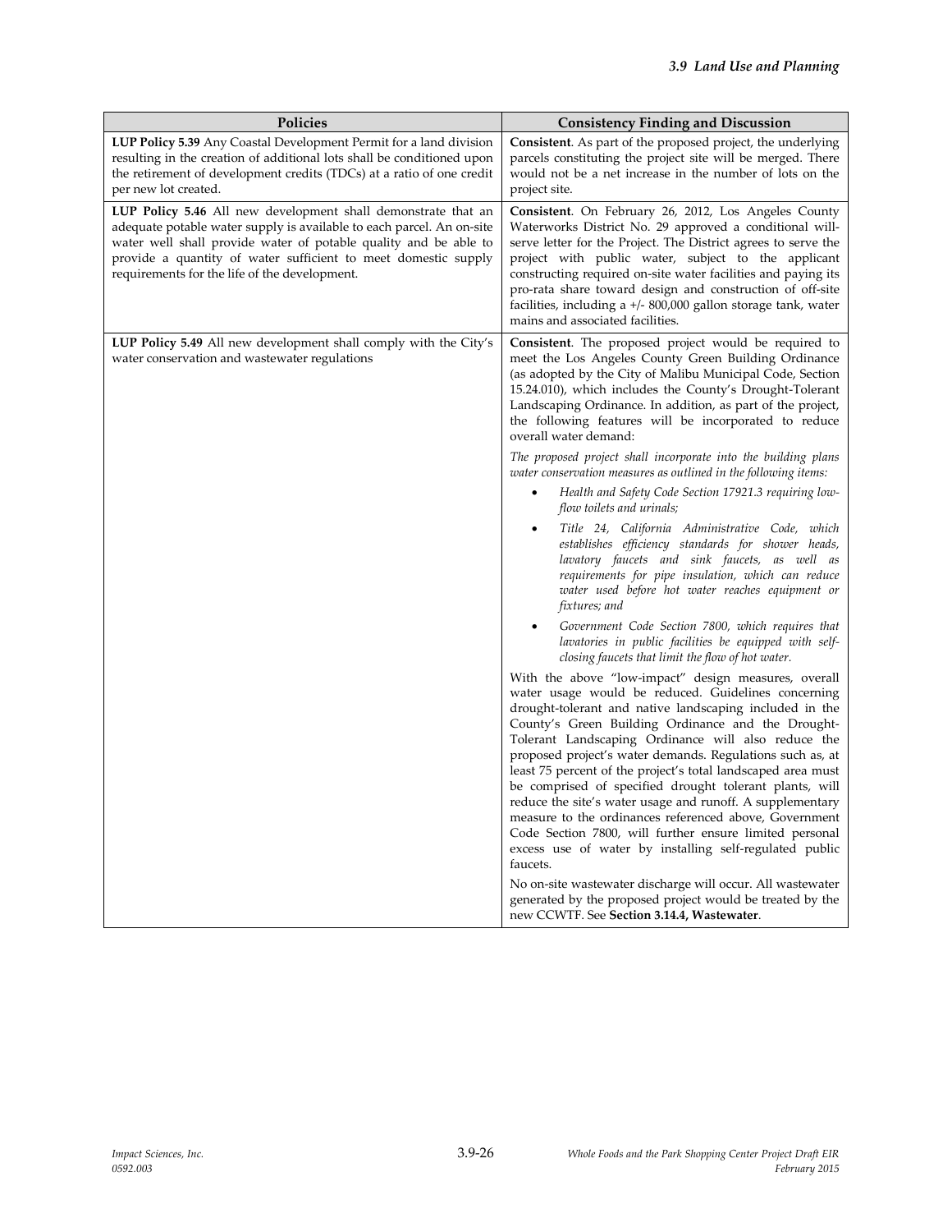| Policies | Consistency Finding and Discussion |
|---|---|
| **LUP Policy 5.39** Any Coastal Development Permit for a land division resulting in the creation of additional lots shall be conditioned upon the retirement of development credits (TDCs) at a ratio of one credit per new lot created. | **Consistent**. As part of the proposed project, the underlying parcels constituting the project site will be merged. There would not be a net increase in the number of lots on the project site. |
| **LUP Policy 5.46** All new development shall demonstrate that an adequate potable water supply is available to each parcel. An on-site water well shall provide water of potable quality and be able to provide a quantity of water sufficient to meet domestic supply requirements for the life of the development. | **Consistent**. On February 26, 2012, Los Angeles County Waterworks District No. 29 approved a conditional will-serve letter for the Project. The District agrees to serve the project with public water, subject to the applicant constructing required on-site water facilities and paying its pro-rata share toward design and construction of off-site facilities, including a +/- 800,000 gallon storage tank, water mains and associated facilities. |
| **LUP Policy 5.49** All new development shall comply with the City's water conservation and wastewater regulations | **Consistent**. The proposed project would be required to meet the Los Angeles County Green Building Ordinance (as adopted by the City of Malibu Municipal Code, Section 15.24.010), which includes the County's Drought-Tolerant Landscaping Ordinance. In addition, as part of the project, the following features will be incorporated to reduce overall water demand:<br><br>*The proposed project shall incorporate into the building plans water conservation measures as outlined in the following items:*<br><br>• *Health and Safety Code Section 17921.3 requiring low-flow toilets and urinals;*<br>• *Title 24, California Administrative Code, which establishes efficiency standards for shower heads, lavatory faucets and sink faucets, as well as requirements for pipe insulation, which can reduce water used before hot water reaches equipment or fixtures; and*<br>• *Government Code Section 7800, which requires that lavatories in public facilities be equipped with self-closing faucets that limit the flow of hot water.*<br><br>With the above "low-impact" design measures, overall water usage would be reduced. Guidelines concerning drought-tolerant and native landscaping included in the County's Green Building Ordinance and the Drought-Tolerant Landscaping Ordinance will also reduce the proposed project's water demands. Regulations such as, at least 75 percent of the project's total landscaped area must be comprised of specified drought tolerant plants, will reduce the site's water usage and runoff. A supplementary measure to the ordinances referenced above, Government Code Section 7800, will further ensure limited personal excess use of water by installing self-regulated public faucets.<br><br>No on-site wastewater discharge will occur. All wastewater generated by the proposed project would be treated by the new CCWTF. See **Section 3.14.4, Wastewater**. |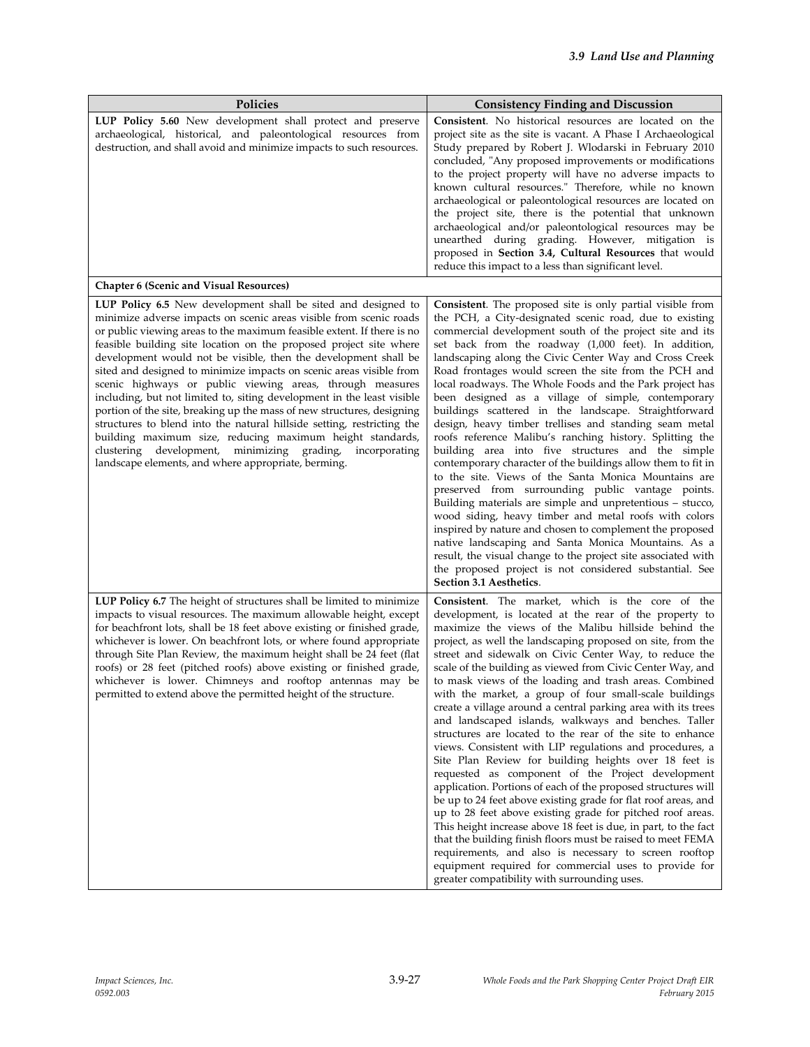| Policies | Consistency Finding and Discussion |
|---|---|
| **LUP Policy 5.60** New development shall protect and preserve archaeological, historical, and paleontological resources from destruction, and shall avoid and minimize impacts to such resources. | **Consistent**. No historical resources are located on the project site as the site is vacant. A Phase I Archaeological Study prepared by Robert J. Wlodarski in February 2010 concluded, "Any proposed improvements or modifications to the project property will have no adverse impacts to known cultural resources." Therefore, while no known archaeological or paleontological resources are located on the project site, there is the potential that unknown archaeological and/or paleontological resources may be unearthed during grading. However, mitigation is proposed in **Section 3.4, Cultural Resources** that would reduce this impact to a less than significant level. |
| **Chapter 6 (Scenic and Visual Resources)** | |
| **LUP Policy 6.5** New development shall be sited and designed to minimize adverse impacts on scenic areas visible from scenic roads or public viewing areas to the maximum feasible extent. If there is no feasible building site location on the proposed project site where development would not be visible, then the development shall be sited and designed to minimize impacts on scenic areas visible from scenic highways or public viewing areas, through measures including, but not limited to, siting development in the least visible portion of the site, breaking up the mass of new structures, designing structures to blend into the natural hillside setting, restricting the building maximum size, reducing maximum height standards, clustering development, minimizing grading, incorporating landscape elements, and where appropriate, berming. | **Consistent**. The proposed site is only partial visible from the PCH, a City-designated scenic road, due to existing commercial development south of the project site and its set back from the roadway (1,000 feet). In addition, landscaping along the Civic Center Way and Cross Creek Road frontages would screen the site from the PCH and local roadways. The Whole Foods and the Park project has been designed as a village of simple, contemporary buildings scattered in the landscape. Straightforward design, heavy timber trellises and standing seam metal roofs reference Malibu's ranching history. Splitting the building area into five structures and the simple contemporary character of the buildings allow them to fit in to the site. Views of the Santa Monica Mountains are preserved from surrounding public vantage points. Building materials are simple and unpretentious – stucco, wood siding, heavy timber and metal roofs with colors inspired by nature and chosen to complement the proposed native landscaping and Santa Monica Mountains. As a result, the visual change to the project site associated with the proposed project is not considered substantial. See **Section 3.1 Aesthetics**. |
| **LUP Policy 6.7** The height of structures shall be limited to minimize impacts to visual resources. The maximum allowable height, except for beachfront lots, shall be 18 feet above existing or finished grade, whichever is lower. On beachfront lots, or where found appropriate through Site Plan Review, the maximum height shall be 24 feet (flat roofs) or 28 feet (pitched roofs) above existing or finished grade, whichever is lower. Chimneys and rooftop antennas may be permitted to extend above the permitted height of the structure. | **Consistent**. The market, which is the core of the development, is located at the rear of the property to maximize the views of the Malibu hillside behind the project, as well the landscaping proposed on site, from the street and sidewalk on Civic Center Way, to reduce the scale of the building as viewed from Civic Center Way, and to mask views of the loading and trash areas. Combined with the market, a group of four small-scale buildings create a village around a central parking area with its trees and landscaped islands, walkways and benches. Taller structures are located to the rear of the site to enhance views. Consistent with LIP regulations and procedures, a Site Plan Review for building heights over 18 feet is requested as component of the Project development application. Portions of each of the proposed structures will be up to 24 feet above existing grade for flat roof areas, and up to 28 feet above existing grade for pitched roof areas. This height increase above 18 feet is due, in part, to the fact that the building finish floors must be raised to meet FEMA requirements, and also is necessary to screen rooftop equipment required for commercial uses to provide for greater compatibility with surrounding uses. |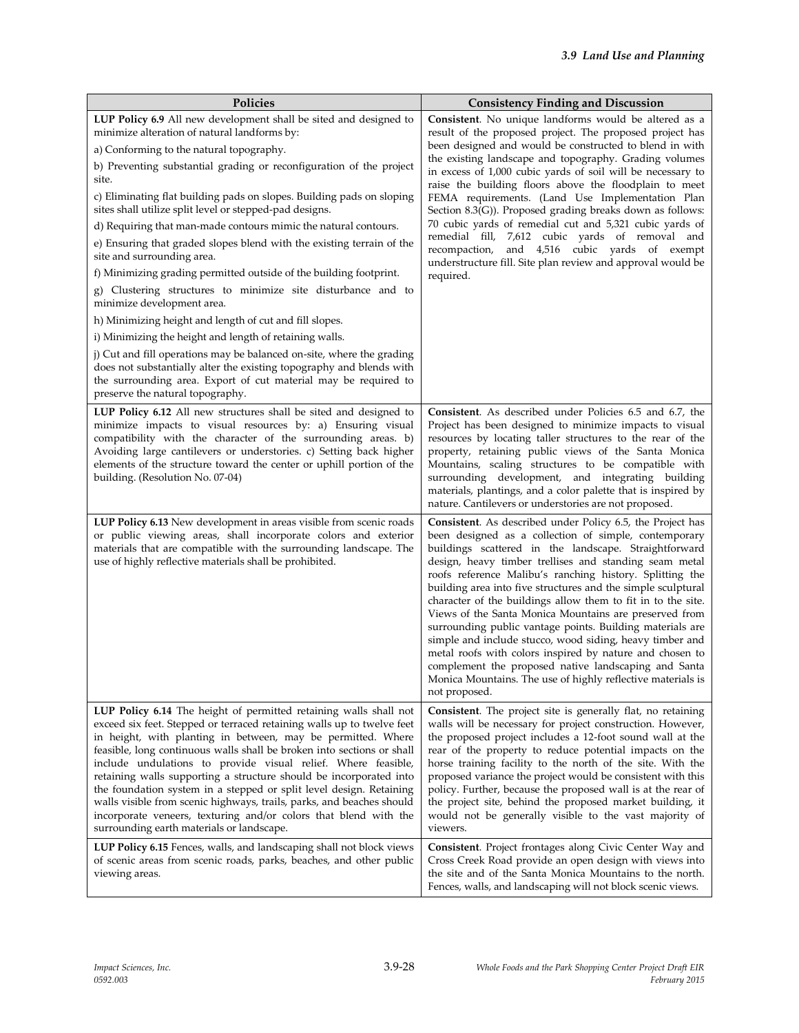| Policies | Consistency Finding and Discussion |
|---|---|
| **LUP Policy 6.9** All new development shall be sited and designed to minimize alteration of natural landforms by:<br>a) Conforming to the natural topography.<br>b) Preventing substantial grading or reconfiguration of the project site.<br>c) Eliminating flat building pads on slopes. Building pads on sloping sites shall utilize split level or stepped-pad designs.<br>d) Requiring that man-made contours mimic the natural contours.<br>e) Ensuring that graded slopes blend with the existing terrain of the site and surrounding area.<br>f) Minimizing grading permitted outside of the building footprint.<br>g) Clustering structures to minimize site disturbance and to minimize development area.<br>h) Minimizing height and length of cut and fill slopes.<br>i) Minimizing the height and length of retaining walls.<br>j) Cut and fill operations may be balanced on-site, where the grading does not substantially alter the existing topography and blends with the surrounding area. Export of cut material may be required to preserve the natural topography. | **Consistent**. No unique landforms would be altered as a result of the proposed project. The proposed project has been designed and would be constructed to blend in with the existing landscape and topography. Grading volumes in excess of 1,000 cubic yards of soil will be necessary to raise the building floors above the floodplain to meet FEMA requirements. (Land Use Implementation Plan Section 8.3(G)). Proposed grading breaks down as follows: 70 cubic yards of remedial cut and 5,321 cubic yards of remedial fill, 7,612 cubic yards of removal and recompaction, and 4,516 cubic yards of exempt understructure fill. Site plan review and approval would be required. |
| **LUP Policy 6.12** All new structures shall be sited and designed to minimize impacts to visual resources by: a) Ensuring visual compatibility with the character of the surrounding areas. b) Avoiding large cantilevers or understories. c) Setting back higher elements of the structure toward the center or uphill portion of the building. (Resolution No. 07-04) | **Consistent**. As described under Policies 6.5 and 6.7, the Project has been designed to minimize impacts to visual resources by locating taller structures to the rear of the property, retaining public views of the Santa Monica Mountains, scaling structures to be compatible with surrounding development, and integrating building materials, plantings, and a color palette that is inspired by nature. Cantilevers or understories are not proposed. |
| **LUP Policy 6.13** New development in areas visible from scenic roads or public viewing areas, shall incorporate colors and exterior materials that are compatible with the surrounding landscape. The use of highly reflective materials shall be prohibited. | **Consistent**. As described under Policy 6.5, the Project has been designed as a collection of simple, contemporary buildings scattered in the landscape. Straightforward design, heavy timber trellises and standing seam metal roofs reference Malibu's ranching history. Splitting the building area into five structures and the simple sculptural character of the buildings allow them to fit in to the site. Views of the Santa Monica Mountains are preserved from surrounding public vantage points. Building materials are simple and include stucco, wood siding, heavy timber and metal roofs with colors inspired by nature and chosen to complement the proposed native landscaping and Santa Monica Mountains. The use of highly reflective materials is not proposed. |
| **LUP Policy 6.14** The height of permitted retaining walls shall not exceed six feet. Stepped or terraced retaining walls up to twelve feet in height, with planting in between, may be permitted. Where feasible, long continuous walls shall be broken into sections or shall include undulations to provide visual relief. Where feasible, retaining walls supporting a structure should be incorporated into the foundation system in a stepped or split level design. Retaining walls visible from scenic highways, trails, parks, and beaches should incorporate veneers, texturing and/or colors that blend with the surrounding earth materials or landscape. | **Consistent**. The project site is generally flat, no retaining walls will be necessary for project construction. However, the proposed project includes a 12-foot sound wall at the rear of the property to reduce potential impacts on the horse training facility to the north of the site. With the proposed variance the project would be consistent with this policy. Further, because the proposed wall is at the rear of the project site, behind the proposed market building, it would not be generally visible to the vast majority of viewers. |
| **LUP Policy 6.15** Fences, walls, and landscaping shall not block views of scenic areas from scenic roads, parks, beaches, and other public viewing areas. | **Consistent**. Project frontages along Civic Center Way and Cross Creek Road provide an open design with views into the site and of the Santa Monica Mountains to the north. Fences, walls, and landscaping will not block scenic views. |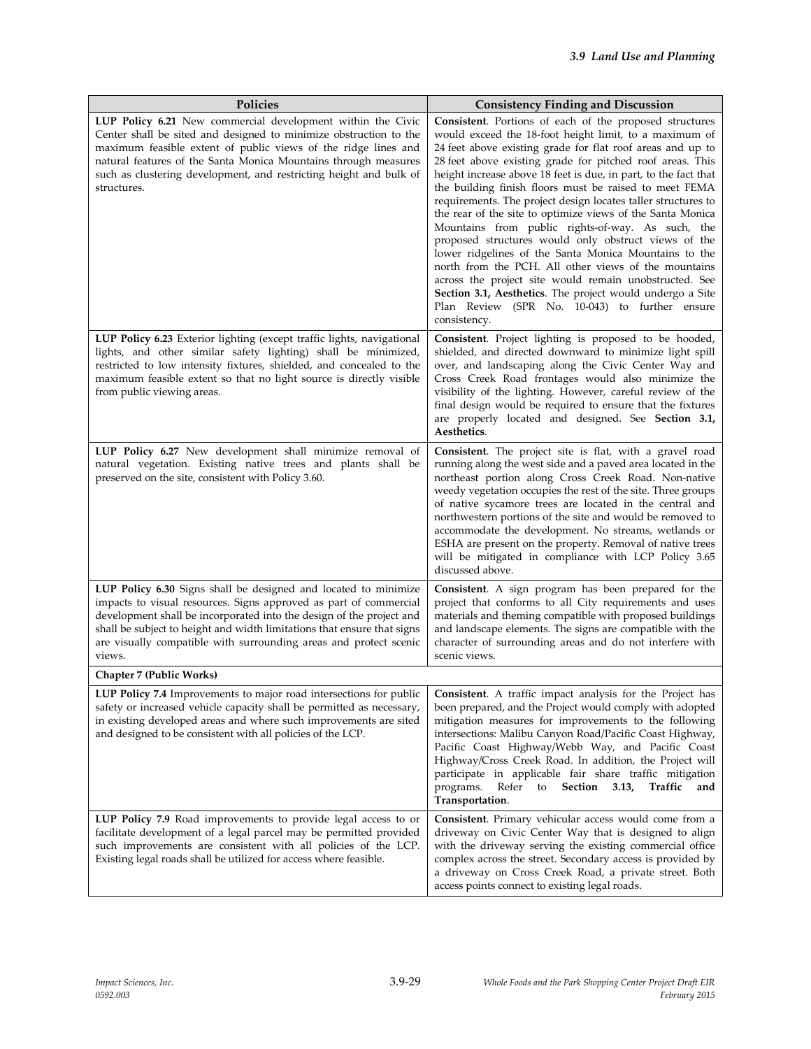| Policies | Consistency Finding and Discussion |
|---|---|
| **LUP Policy 6.21** New commercial development within the Civic Center shall be sited and designed to minimize obstruction to the maximum feasible extent of public views of the ridge lines and natural features of the Santa Monica Mountains through measures such as clustering development, and restricting height and bulk of structures. | **Consistent**. Portions of each of the proposed structures would exceed the 18-foot height limit, to a maximum of 24 feet above existing grade for flat roof areas and up to 28 feet above existing grade for pitched roof areas. This height increase above 18 feet is due, in part, to the fact that the building finish floors must be raised to meet FEMA requirements. The project design locates taller structures to the rear of the site to optimize views of the Santa Monica Mountains from public rights-of-way. As such, the proposed structures would only obstruct views of the lower ridgelines of the Santa Monica Mountains to the north from the PCH. All other views of the mountains across the project site would remain unobstructed. See **Section 3.1, Aesthetics**. The project would undergo a Site Plan Review (SPR No. 10-043) to further ensure consistency. |
| **LUP Policy 6.23** Exterior lighting (except traffic lights, navigational lights, and other similar safety lighting) shall be minimized, restricted to low intensity fixtures, shielded, and concealed to the maximum feasible extent so that no light source is directly visible from public viewing areas. | **Consistent**. Project lighting is proposed to be hooded, shielded, and directed downward to minimize light spill over, and landscaping along the Civic Center Way and Cross Creek Road frontages would also minimize the visibility of the lighting. However, careful review of the final design would be required to ensure that the fixtures are properly located and designed. See **Section 3.1, Aesthetics**. |
| **LUP Policy 6.27** New development shall minimize removal of natural vegetation. Existing native trees and plants shall be preserved on the site, consistent with Policy 3.60. | **Consistent**. The project site is flat, with a gravel road running along the west side and a paved area located in the northeast portion along Cross Creek Road. Non-native weedy vegetation occupies the rest of the site. Three groups of native sycamore trees are located in the central and northwestern portions of the site and would be removed to accommodate the development. No streams, wetlands or ESHA are present on the property. Removal of native trees will be mitigated in compliance with LCP Policy 3.65 discussed above. |
| **LUP Policy 6.30** Signs shall be designed and located to minimize impacts to visual resources. Signs approved as part of commercial development shall be incorporated into the design of the project and shall be subject to height and width limitations that ensure that signs are visually compatible with surrounding areas and protect scenic views. | **Consistent**. A sign program has been prepared for the project that conforms to all City requirements and uses materials and theming compatible with proposed buildings and landscape elements. The signs are compatible with the character of surrounding areas and do not interfere with scenic views. |
| **Chapter 7 (Public Works)** | |
| **LUP Policy 7.4** Improvements to major road intersections for public safety or increased vehicle capacity shall be permitted as necessary, in existing developed areas and where such improvements are sited and designed to be consistent with all policies of the LCP. | **Consistent**. A traffic impact analysis for the Project has been prepared, and the Project would comply with adopted mitigation measures for improvements to the following intersections: Malibu Canyon Road/Pacific Coast Highway, Pacific Coast Highway/Webb Way, and Pacific Coast Highway/Cross Creek Road. In addition, the Project will participate in applicable fair share traffic mitigation programs. Refer to **Section 3.13, Traffic and Transportation**. |
| **LUP Policy 7.9** Road improvements to provide legal access to or facilitate development of a legal parcel may be permitted provided such improvements are consistent with all policies of the LCP. Existing legal roads shall be utilized for access where feasible. | **Consistent**. Primary vehicular access would come from a driveway on Civic Center Way that is designed to align with the driveway serving the existing commercial office complex across the street. Secondary access is provided by a driveway on Cross Creek Road, a private street. Both access points connect to existing legal roads. |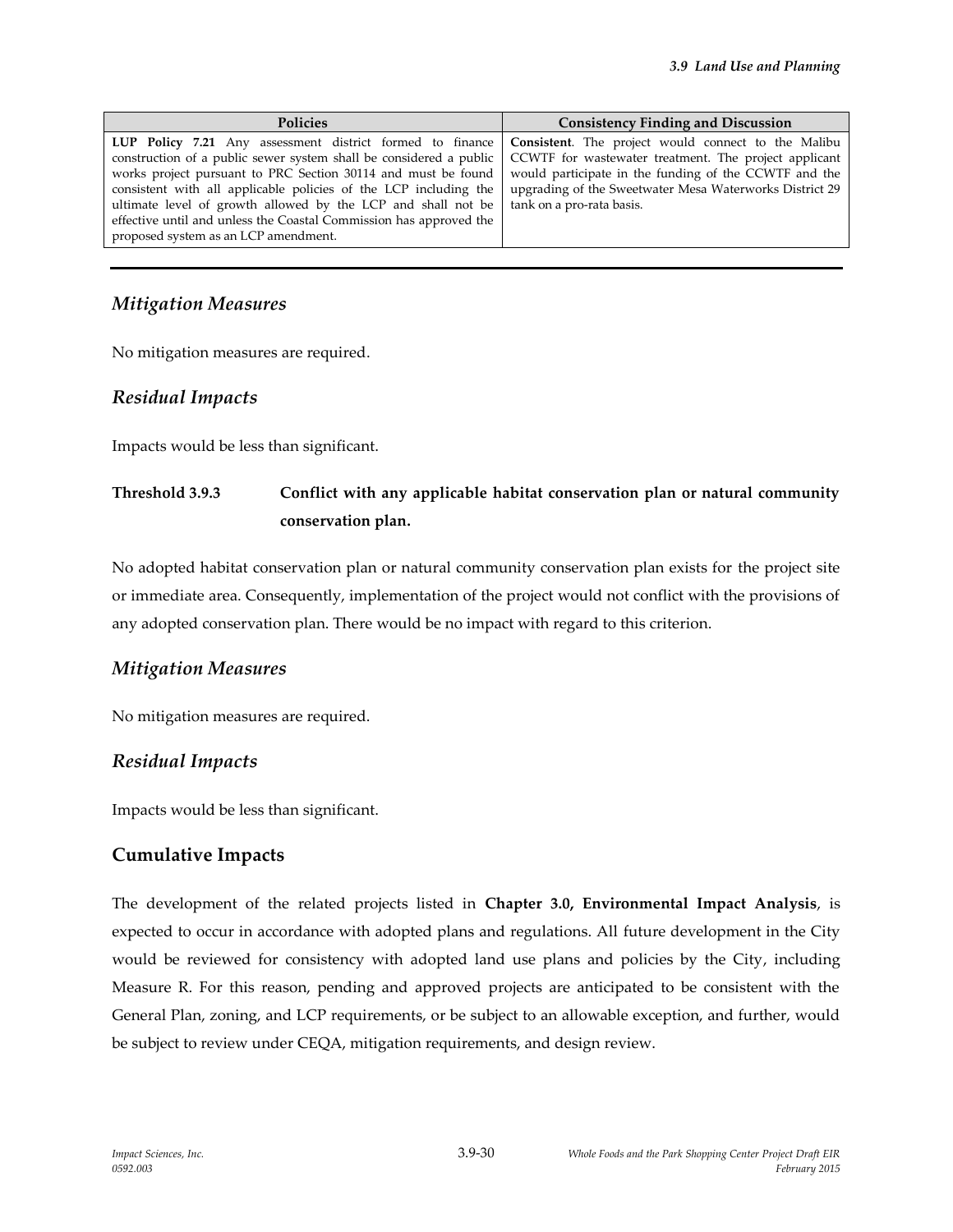| Policies | Consistency Finding and Discussion |
|---|---|
| **LUP Policy 7.21** Any assessment district formed to finance construction of a public sewer system shall be considered a public works project pursuant to PRC Section 30114 and must be found consistent with all applicable policies of the LCP including the ultimate level of growth allowed by the LCP and shall not be effective until and unless the Coastal Commission has approved the proposed system as an LCP amendment. | **Consistent**. The project would connect to the Malibu CCWTF for wastewater treatment. The project applicant would participate in the funding of the CCWTF and the upgrading of the Sweetwater Mesa Waterworks District 29 tank on a pro-rata basis. |

## *Mitigation Measures*

No mitigation measures are required.

## *Residual Impacts*

Impacts would be less than significant.

**Threshold 3.9.3 Conflict with any applicable habitat conservation plan or natural community conservation plan.**

No adopted habitat conservation plan or natural community conservation plan exists for the project site or immediate area. Consequently, implementation of the project would not conflict with the provisions of any adopted conservation plan. There would be no impact with regard to this criterion.

## *Mitigation Measures*

No mitigation measures are required.

## *Residual Impacts*

Impacts would be less than significant.

## Cumulative Impacts

The development of the related projects listed in **Chapter 3.0, Environmental Impact Analysis**, is expected to occur in accordance with adopted plans and regulations. All future development in the City would be reviewed for consistency with adopted land use plans and policies by the City, including Measure R. For this reason, pending and approved projects are anticipated to be consistent with the General Plan, zoning, and LCP requirements, or be subject to an allowable exception, and further, would be subject to review under CEQA, mitigation requirements, and design review.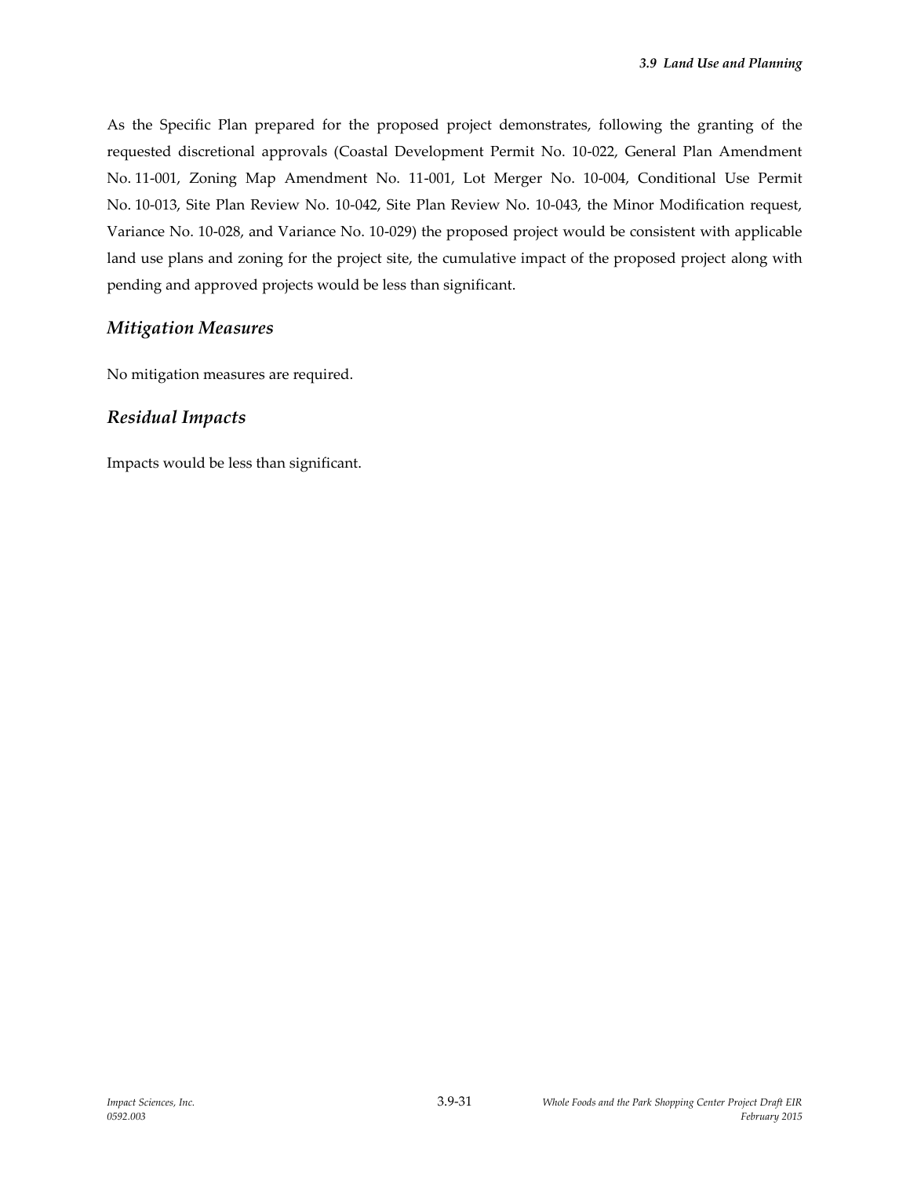As the Specific Plan prepared for the proposed project demonstrates, following the granting of the requested discretional approvals (Coastal Development Permit No. 10-022, General Plan Amendment No. 11-001, Zoning Map Amendment No. 11-001, Lot Merger No. 10-004, Conditional Use Permit No. 10-013, Site Plan Review No. 10-042, Site Plan Review No. 10-043, the Minor Modification request, Variance No. 10-028, and Variance No. 10-029) the proposed project would be consistent with applicable land use plans and zoning for the project site, the cumulative impact of the proposed project along with pending and approved projects would be less than significant.

### *Mitigation Measures*

No mitigation measures are required.

### *Residual Impacts*

Impacts would be less than significant.